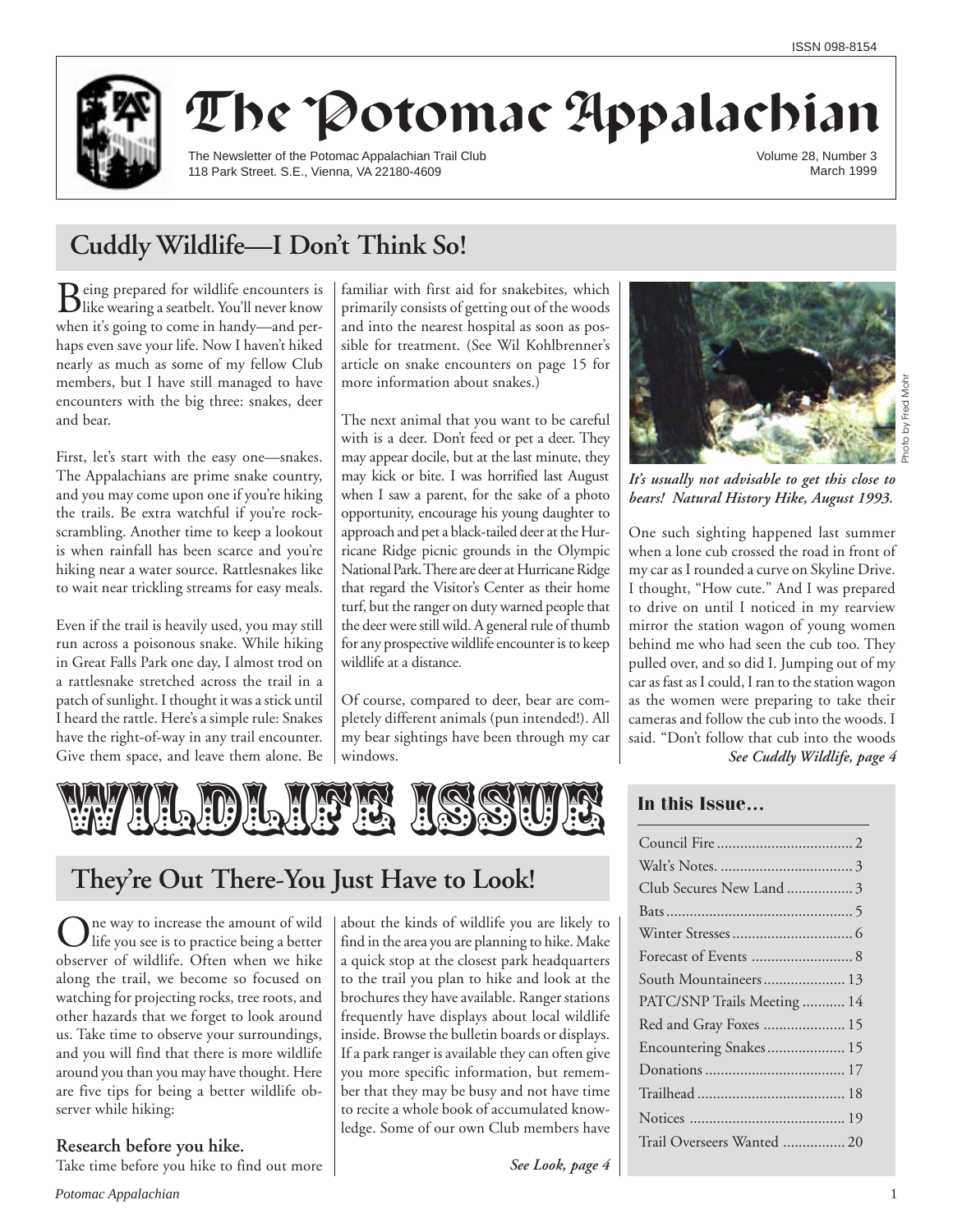ISSN 098-8154

# The Potomac Appalachian

The Newsletter of the Potomac Appalachian Trail Club
118 Park Street. S.E., Vienna, VA 22180-4609

Volume 28, Number 3
March 1999

## Cuddly Wildlife—I Don't Think So!

Being prepared for wildlife encounters is like wearing a seatbelt. You'll never know when it's going to come in handy—and perhaps even save your life. Now I haven't hiked nearly as much as some of my fellow Club members, but I have still managed to have encounters with the big three: snakes, deer and bear.

First, let's start with the easy one—snakes. The Appalachians are prime snake country, and you may come upon one if you're hiking the trails. Be extra watchful if you're rock-scrambling. Another time to keep a lookout is when rainfall has been scarce and you're hiking near a water source. Rattlesnakes like to wait near trickling streams for easy meals.

Even if the trail is heavily used, you may still run across a poisonous snake. While hiking in Great Falls Park one day, I almost trod on a rattlesnake stretched across the trail in a patch of sunlight. I thought it was a stick until I heard the rattle. Here's a simple rule: Snakes have the right-of-way in any trail encounter. Give them space, and leave them alone. Be familiar with first aid for snakebites, which primarily consists of getting out of the woods and into the nearest hospital as soon as possible for treatment. (See Wil Kohlbrenner's article on snake encounters on page 15 for more information about snakes.)

The next animal that you want to be careful with is a deer. Don't feed or pet a deer. They may appear docile, but at the last minute, they may kick or bite. I was horrified last August when I saw a parent, for the sake of a photo opportunity, encourage his young daughter to approach and pet a black-tailed deer at the Hurricane Ridge picnic grounds in the Olympic National Park. There are deer at Hurricane Ridge that regard the Visitor's Center as their home turf, but the ranger on duty warned people that the deer were still wild. A general rule of thumb for any prospective wildlife encounter is to keep wildlife at a distance.

Of course, compared to deer, bear are completely different animals (pun intended!). All my bear sightings have been through my car windows.

Photo by Fred Mohr

***It's usually not advisable to get this close to bears! Natural History Hike, August 1993.***

One such sighting happened last summer when a lone cub crossed the road in front of my car as I rounded a curve on Skyline Drive. I thought, "How cute." And I was prepared to drive on until I noticed in my rearview mirror the station wagon of young women behind me who had seen the cub too. They pulled over, and so did I. Jumping out of my car as fast as I could, I ran to the station wagon as the women were preparing to take their cameras and follow the cub into the woods. I said. "Don't follow that cub into the woods

***See Cuddly Wildlife, page 4***

# WILDLIFE ISSUE

## They're Out There-You Just Have to Look!

One way to increase the amount of wild life you see is to practice being a better observer of wildlife. Often when we hike along the trail, we become so focused on watching for projecting rocks, tree roots, and other hazards that we forget to look around us. Take time to observe your surroundings, and you will find that there is more wildlife around you than you may have thought. Here are five tips for being a better wildlife observer while hiking:

**Research before you hike.**
Take time before you hike to find out more about the kinds of wildlife you are likely to find in the area you are planning to hike. Make a quick stop at the closest park headquarters to the trail you plan to hike and look at the brochures they have available. Ranger stations frequently have displays about local wildlife inside. Browse the bulletin boards or displays. If a park ranger is available they can often give you more specific information, but remember that they may be busy and not have time to recite a whole book of accumulated knowledge. Some of our own Club members have

***See Look, page 4***

### In this Issue...

| | |
|---|---|
| Council Fire | 2 |
| Walt's Notes. | 3 |
| Club Secures New Land | 3 |
| Bats | 5 |
| Winter Stresses | 6 |
| Forecast of Events | 8 |
| South Mountaineers | 13 |
| PATC/SNP Trails Meeting | 14 |
| Red and Gray Foxes | 15 |
| Encountering Snakes | 15 |
| Donations | 17 |
| Trailhead | 18 |
| Notices | 19 |
| Trail Overseers Wanted | 20 |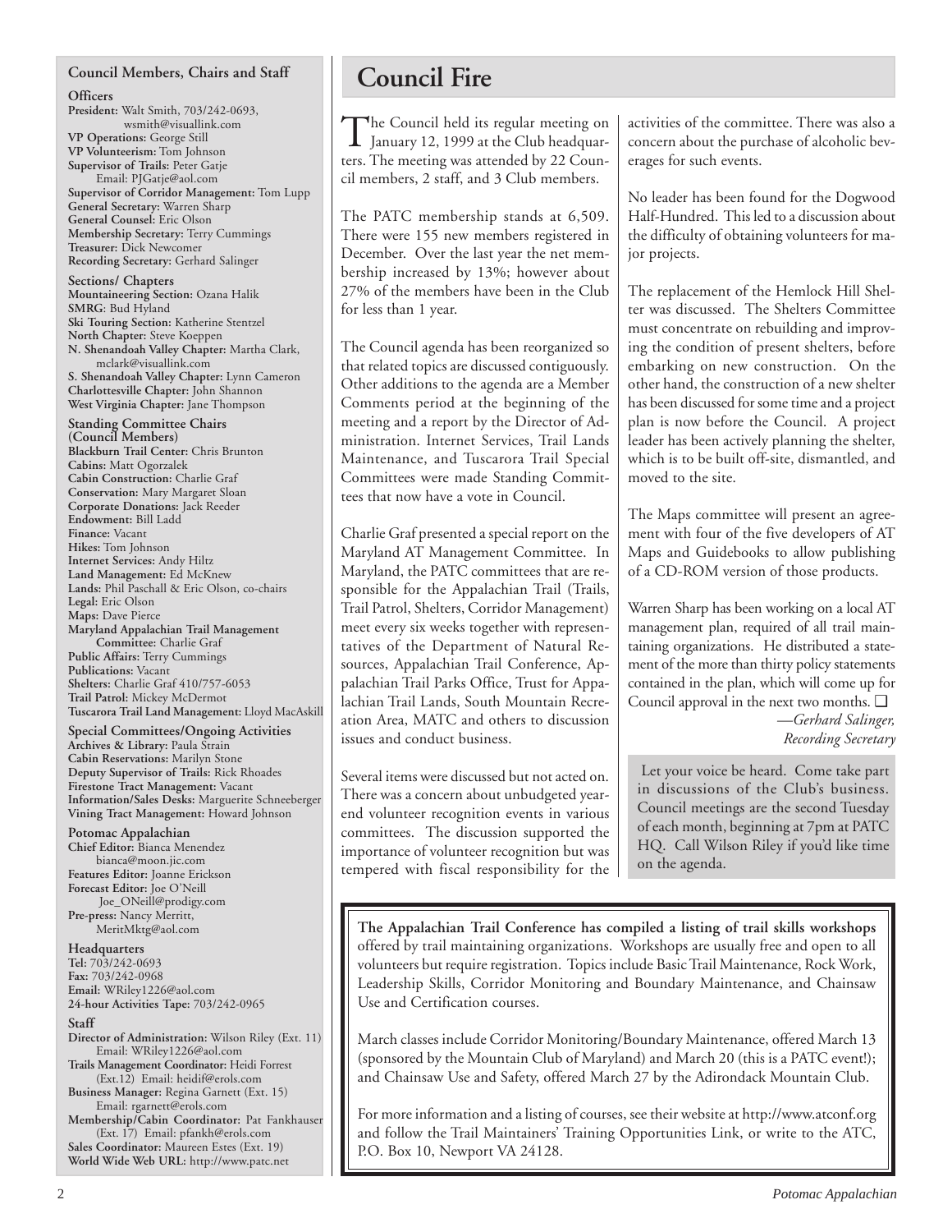## Council Members, Chairs and Staff

**Officers**

**President:** Walt Smith, 703/242-0693, wsmith@visuallink.com
**VP Operations:** George Still
**VP Volunteerism:** Tom Johnson
**Supervisor of Trails:** Peter Gatje Email: PJGatje@aol.com
**Supervisor of Corridor Management:** Tom Lupp
**General Secretary:** Warren Sharp
**General Counsel:** Eric Olson
**Membership Secretary:** Terry Cummings
**Treasurer:** Dick Newcomer
**Recording Secretary:** Gerhard Salinger

**Sections/ Chapters**

**Mountaineering Section:** Ozana Halik
**SMRG**: Bud Hyland
**Ski Touring Section:** Katherine Stentzel
**North Chapter:** Steve Koeppen
**N. Shenandoah Valley Chapter:** Martha Clark, mclark@visuallink.com
**S. Shenandoah Valley Chapter:** Lynn Cameron
**Charlottesville Chapter:** John Shannon
**West Virginia Chapter:** Jane Thompson

**Standing Committee Chairs (Council Members)**

**Blackburn Trail Center:** Chris Brunton
**Cabins:** Matt Ogorzalek
**Cabin Construction:** Charlie Graf
**Conservation:** Mary Margaret Sloan
**Corporate Donations:** Jack Reeder
**Endowment:** Bill Ladd
**Finance:** Vacant
**Hikes:** Tom Johnson
**Internet Services:** Andy Hiltz
**Land Management:** Ed McKnew
**Lands:** Phil Paschall & Eric Olson, co-chairs
**Legal:** Eric Olson
**Maps:** Dave Pierce
**Maryland Appalachian Trail Management Committee:** Charlie Graf
**Public Affairs:** Terry Cummings
**Publications:** Vacant
**Shelters:** Charlie Graf 410/757-6053
**Trail Patrol:** Mickey McDermot
**Tuscarora Trail Land Management:** Lloyd MacAskill

**Special Committees/Ongoing Activities**

**Archives & Library:** Paula Strain
**Cabin Reservations:** Marilyn Stone
**Deputy Supervisor of Trails:** Rick Rhoades
**Firestone Tract Management:** Vacant
**Information/Sales Desks:** Marguerite Schneeberger
**Vining Tract Management:** Howard Johnson

**Potomac Appalachian**

**Chief Editor:** Bianca Menendez bianca@moon.jic.com
**Features Editor:** Joanne Erickson
**Forecast Editor:** Joe O'Neill Joe_ONeill@prodigy.com
**Pre-press:** Nancy Merritt, MeritMktg@aol.com

**Headquarters**

**Tel:** 703/242-0693
**Fax:** 703/242-0968
**Email:** WRiley1226@aol.com
**24-hour Activities Tape:** 703/242-0965

**Staff**

**Director of Administration:** Wilson Riley (Ext. 11) Email: WRiley1226@aol.com
**Trails Management Coordinator:** Heidi Forrest (Ext.12) Email: heidif@erols.com
**Business Manager:** Regina Garnett (Ext. 15) Email: rgarnett@erols.com
**Membership/Cabin Coordinator:** Pat Fankhauser (Ext. 17) Email: pfankh@erols.com
**Sales Coordinator:** Maureen Estes (Ext. 19)
**World Wide Web URL:** http://www.patc.net

# Council Fire

The Council held its regular meeting on January 12, 1999 at the Club headquarters. The meeting was attended by 22 Council members, 2 staff, and 3 Club members.

The PATC membership stands at 6,509. There were 155 new members registered in December. Over the last year the net membership increased by 13%; however about 27% of the members have been in the Club for less than 1 year.

The Council agenda has been reorganized so that related topics are discussed contiguously. Other additions to the agenda are a Member Comments period at the beginning of the meeting and a report by the Director of Administration. Internet Services, Trail Lands Maintenance, and Tuscarora Trail Special Committees were made Standing Committees that now have a vote in Council.

Charlie Graf presented a special report on the Maryland AT Management Committee. In Maryland, the PATC committees that are responsible for the Appalachian Trail (Trails, Trail Patrol, Shelters, Corridor Management) meet every six weeks together with representatives of the Department of Natural Resources, Appalachian Trail Conference, Appalachian Trail Parks Office, Trust for Appalachian Trail Lands, South Mountain Recreation Area, MATC and others to discussion issues and conduct business.

Several items were discussed but not acted on. There was a concern about unbudgeted year-end volunteer recognition events in various committees. The discussion supported the importance of volunteer recognition but was tempered with fiscal responsibility for the activities of the committee. There was also a concern about the purchase of alcoholic beverages for such events.

No leader has been found for the Dogwood Half-Hundred. This led to a discussion about the difficulty of obtaining volunteers for major projects.

The replacement of the Hemlock Hill Shelter was discussed. The Shelters Committee must concentrate on rebuilding and improving the condition of present shelters, before embarking on new construction. On the other hand, the construction of a new shelter has been discussed for some time and a project plan is now before the Council. A project leader has been actively planning the shelter, which is to be built off-site, dismantled, and moved to the site.

The Maps committee will present an agreement with four of the five developers of AT Maps and Guidebooks to allow publishing of a CD-ROM version of those products.

Warren Sharp has been working on a local AT management plan, required of all trail maintaining organizations. He distributed a statement of the more than thirty policy statements contained in the plan, which will come up for Council approval in the next two months. ❑

*—Gerhard Salinger, Recording Secretary*

Let your voice be heard. Come take part in discussions of the Club's business. Council meetings are the second Tuesday of each month, beginning at 7pm at PATC HQ. Call Wilson Riley if you'd like time on the agenda.

**The Appalachian Trail Conference has compiled a listing of trail skills workshops** offered by trail maintaining organizations. Workshops are usually free and open to all volunteers but require registration. Topics include Basic Trail Maintenance, Rock Work, Leadership Skills, Corridor Monitoring and Boundary Maintenance, and Chainsaw Use and Certification courses.

March classes include Corridor Monitoring/Boundary Maintenance, offered March 13 (sponsored by the Mountain Club of Maryland) and March 20 (this is a PATC event!); and Chainsaw Use and Safety, offered March 27 by the Adirondack Mountain Club.

For more information and a listing of courses, see their website at http://www.atconf.org and follow the Trail Maintainers' Training Opportunities Link, or write to the ATC, P.O. Box 10, Newport VA 24128.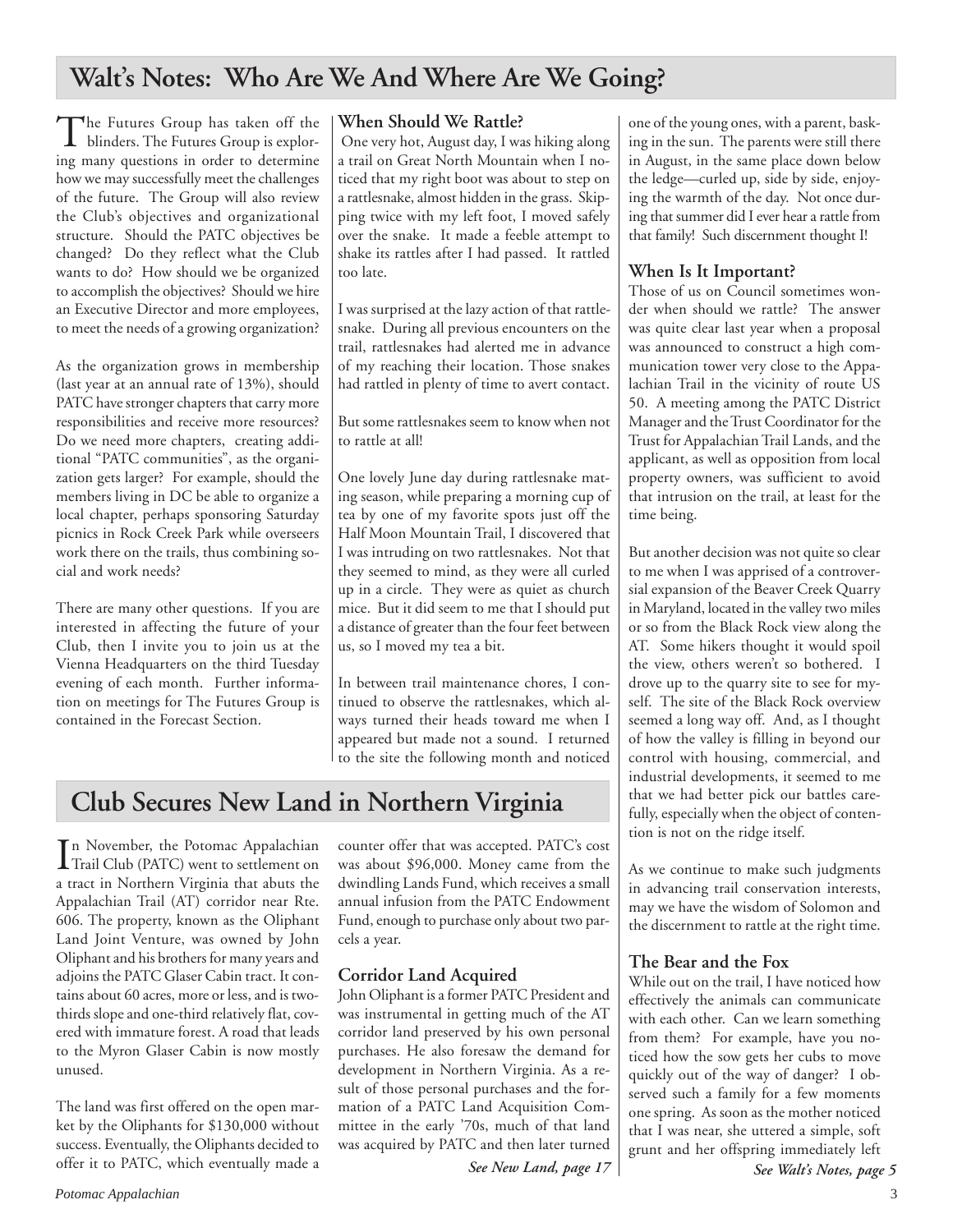## Walt's Notes: Who Are We And Where Are We Going?

The Futures Group has taken off the blinders. The Futures Group is exploring many questions in order to determine how we may successfully meet the challenges of the future. The Group will also review the Club's objectives and organizational structure. Should the PATC objectives be changed? Do they reflect what the Club wants to do? How should we be organized to accomplish the objectives? Should we hire an Executive Director and more employees, to meet the needs of a growing organization?

As the organization grows in membership (last year at an annual rate of 13%), should PATC have stronger chapters that carry more responsibilities and receive more resources? Do we need more chapters, creating additional "PATC communities", as the organization gets larger? For example, should the members living in DC be able to organize a local chapter, perhaps sponsoring Saturday picnics in Rock Creek Park while overseers work there on the trails, thus combining social and work needs?

There are many other questions. If you are interested in affecting the future of your Club, then I invite you to join us at the Vienna Headquarters on the third Tuesday evening of each month. Further information on meetings for The Futures Group is contained in the Forecast Section.

### When Should We Rattle?

One very hot, August day, I was hiking along a trail on Great North Mountain when I noticed that my right boot was about to step on a rattlesnake, almost hidden in the grass. Skipping twice with my left foot, I moved safely over the snake. It made a feeble attempt to shake its rattles after I had passed. It rattled too late.

I was surprised at the lazy action of that rattlesnake. During all previous encounters on the trail, rattlesnakes had alerted me in advance of my reaching their location. Those snakes had rattled in plenty of time to avert contact.

But some rattlesnakes seem to know when not to rattle at all!

One lovely June day during rattlesnake mating season, while preparing a morning cup of tea by one of my favorite spots just off the Half Moon Mountain Trail, I discovered that I was intruding on two rattlesnakes. Not that they seemed to mind, as they were all curled up in a circle. They were as quiet as church mice. But it did seem to me that I should put a distance of greater than the four feet between us, so I moved my tea a bit.

In between trail maintenance chores, I continued to observe the rattlesnakes, which always turned their heads toward me when I appeared but made not a sound. I returned to the site the following month and noticed one of the young ones, with a parent, basking in the sun. The parents were still there in August, in the same place down below the ledge—curled up, side by side, enjoying the warmth of the day. Not once during that summer did I ever hear a rattle from that family! Such discernment thought I!

### When Is It Important?

Those of us on Council sometimes wonder when should we rattle? The answer was quite clear last year when a proposal was announced to construct a high communication tower very close to the Appalachian Trail in the vicinity of route US 50. A meeting among the PATC District Manager and the Trust Coordinator for the Trust for Appalachian Trail Lands, and the applicant, as well as opposition from local property owners, was sufficient to avoid that intrusion on the trail, at least for the time being.

But another decision was not quite so clear to me when I was apprised of a controversial expansion of the Beaver Creek Quarry in Maryland, located in the valley two miles or so from the Black Rock view along the AT. Some hikers thought it would spoil the view, others weren't so bothered. I drove up to the quarry site to see for myself. The site of the Black Rock overview seemed a long way off. And, as I thought of how the valley is filling in beyond our control with housing, commercial, and industrial developments, it seemed to me that we had better pick our battles carefully, especially when the object of contention is not on the ridge itself.

As we continue to make such judgments in advancing trail conservation interests, may we have the wisdom of Solomon and the discernment to rattle at the right time.

### The Bear and the Fox

While out on the trail, I have noticed how effectively the animals can communicate with each other. Can we learn something from them? For example, have you noticed how the sow gets her cubs to move quickly out of the way of danger? I observed such a family for a few moments one spring. As soon as the mother noticed that I was near, she uttered a simple, soft grunt and her offspring immediately left

*See Walt's Notes, page 5*

## Club Secures New Land in Northern Virginia

In November, the Potomac Appalachian Trail Club (PATC) went to settlement on a tract in Northern Virginia that abuts the Appalachian Trail (AT) corridor near Rte. 606. The property, known as the Oliphant Land Joint Venture, was owned by John Oliphant and his brothers for many years and adjoins the PATC Glaser Cabin tract. It contains about 60 acres, more or less, and is two-thirds slope and one-third relatively flat, covered with immature forest. A road that leads to the Myron Glaser Cabin is now mostly unused.

The land was first offered on the open market by the Oliphants for $130,000 without success. Eventually, the Oliphants decided to offer it to PATC, which eventually made a counter offer that was accepted. PATC's cost was about $96,000. Money came from the dwindling Lands Fund, which receives a small annual infusion from the PATC Endowment Fund, enough to purchase only about two parcels a year.

### Corridor Land Acquired

John Oliphant is a former PATC President and was instrumental in getting much of the AT corridor land preserved by his own personal purchases. He also foresaw the demand for development in Northern Virginia. As a result of those personal purchases and the formation of a PATC Land Acquisition Committee in the early '70s, much of that land was acquired by PATC and then later turned

*See New Land, page 17*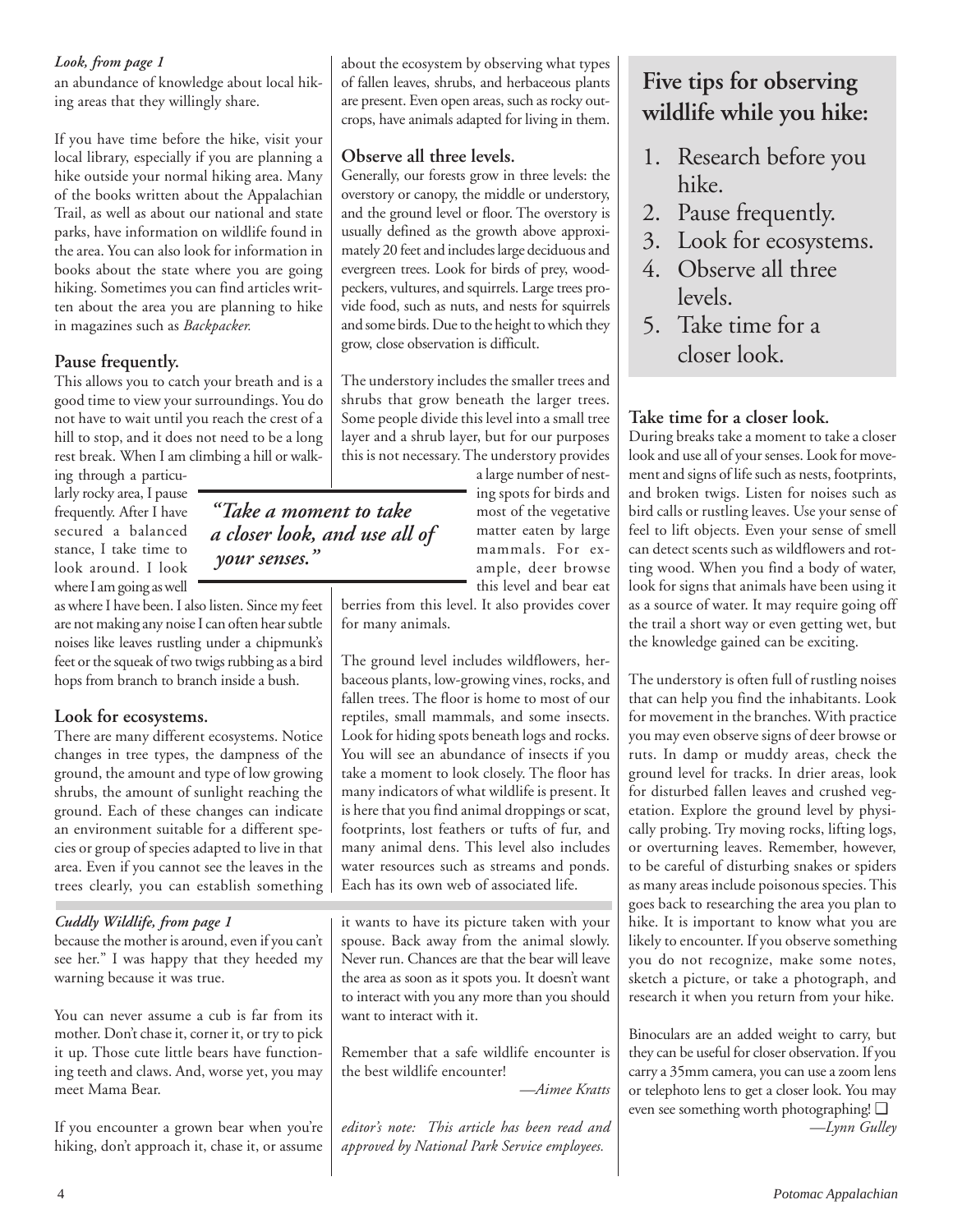*Look, from page 1*

an abundance of knowledge about local hiking areas that they willingly share.

If you have time before the hike, visit your local library, especially if you are planning a hike outside your normal hiking area. Many of the books written about the Appalachian Trail, as well as about our national and state parks, have information on wildlife found in the area. You can also look for information in books about the state where you are going hiking. Sometimes you can find articles written about the area you are planning to hike in magazines such as *Backpacker.*

### Pause frequently.

This allows you to catch your breath and is a good time to view your surroundings. You do not have to wait until you reach the crest of a hill to stop, and it does not need to be a long rest break. When I am climbing a hill or walking through a particularly rocky area, I pause frequently. After I have secured a balanced stance, I take time to look around. I look where I am going as well as where I have been. I also listen. Since my feet are not making any noise I can often hear subtle noises like leaves rustling under a chipmunk's feet or the squeak of two twigs rubbing as a bird hops from branch to branch inside a bush.

> ***"Take a moment to take a closer look, and use all of your senses."***

### Look for ecosystems.

There are many different ecosystems. Notice changes in tree types, the dampness of the ground, the amount and type of low growing shrubs, the amount of sunlight reaching the ground. Each of these changes can indicate an environment suitable for a different species or group of species adapted to live in that area. Even if you cannot see the leaves in the trees clearly, you can establish something about the ecosystem by observing what types of fallen leaves, shrubs, and herbaceous plants are present. Even open areas, such as rocky outcrops, have animals adapted for living in them.

### Observe all three levels.

Generally, our forests grow in three levels: the overstory or canopy, the middle or understory, and the ground level or floor. The overstory is usually defined as the growth above approximately 20 feet and includes large deciduous and evergreen trees. Look for birds of prey, woodpeckers, vultures, and squirrels. Large trees provide food, such as nuts, and nests for squirrels and some birds. Due to the height to which they grow, close observation is difficult.

The understory includes the smaller trees and shrubs that grow beneath the larger trees. Some people divide this level into a small tree layer and a shrub layer, but for our purposes this is not necessary. The understory provides a large number of nesting spots for birds and most of the vegetative matter eaten by large mammals. For example, deer browse this level and bear eat berries from this level. It also provides cover for many animals.

The ground level includes wildflowers, herbaceous plants, low-growing vines, rocks, and fallen trees. The floor is home to most of our reptiles, small mammals, and some insects. Look for hiding spots beneath logs and rocks. You will see an abundance of insects if you take a moment to look closely. The floor has many indicators of what wildlife is present. It is here that you find animal droppings or scat, footprints, lost feathers or tufts of fur, and many animal dens. This level also includes water resources such as streams and ponds. Each has its own web of associated life.

## Five tips for observing wildlife while you hike:

1. Research before you hike.
2. Pause frequently.
3. Look for ecosystems.
4. Observe all three levels.
5. Take time for a closer look.

### Take time for a closer look.

During breaks take a moment to take a closer look and use all of your senses. Look for movement and signs of life such as nests, footprints, and broken twigs. Listen for noises such as bird calls or rustling leaves. Use your sense of feel to lift objects. Even your sense of smell can detect scents such as wildflowers and rotting wood. When you find a body of water, look for signs that animals have been using it as a source of water. It may require going off the trail a short way or even getting wet, but the knowledge gained can be exciting.

The understory is often full of rustling noises that can help you find the inhabitants. Look for movement in the branches. With practice you may even observe signs of deer browse or ruts. In damp or muddy areas, check the ground level for tracks. In drier areas, look for disturbed fallen leaves and crushed vegetation. Explore the ground level by physically probing. Try moving rocks, lifting logs, or overturning leaves. Remember, however, to be careful of disturbing snakes or spiders as many areas include poisonous species. This goes back to researching the area you plan to hike. It is important to know what you are likely to encounter. If you observe something you do not recognize, make some notes, sketch a picture, or take a photograph, and research it when you return from your hike.

Binoculars are an added weight to carry, but they can be useful for closer observation. If you carry a 35mm camera, you can use a zoom lens or telephoto lens to get a closer look. You may even see something worth photographing! ❑

*—Lynn Gulley*

---

*Cuddly Wildlife, from page 1*

because the mother is around, even if you can't see her." I was happy that they heeded my warning because it was true.

You can never assume a cub is far from its mother. Don't chase it, corner it, or try to pick it up. Those cute little bears have functioning teeth and claws. And, worse yet, you may meet Mama Bear.

If you encounter a grown bear when you're hiking, don't approach it, chase it, or assume it wants to have its picture taken with your spouse. Back away from the animal slowly. Never run. Chances are that the bear will leave the area as soon as it spots you. It doesn't want to interact with you any more than you should want to interact with it.

Remember that a safe wildlife encounter is the best wildlife encounter!

*—Aimee Kratts*

*editor's note: This article has been read and approved by National Park Service employees.*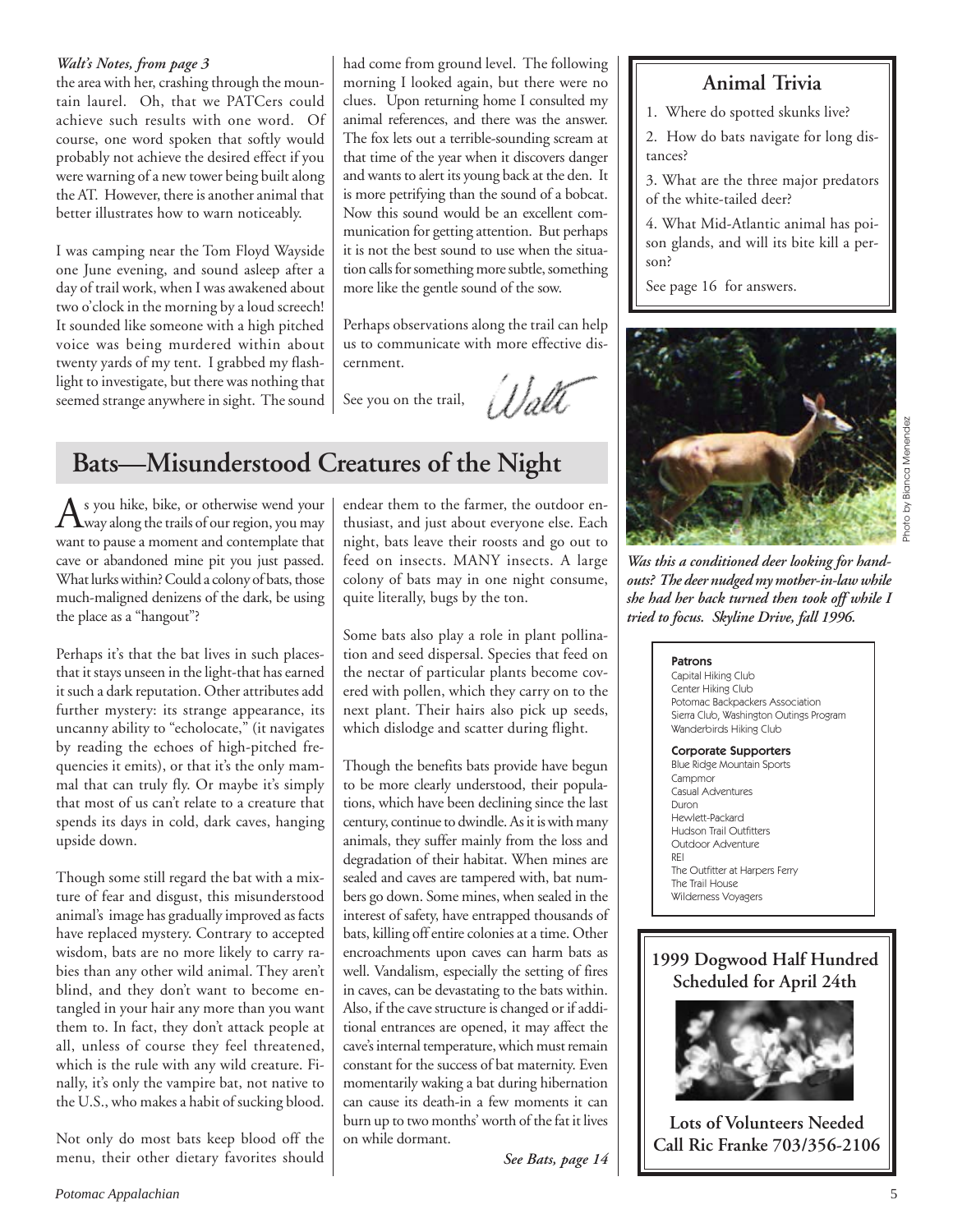*Walt's Notes, from page 3*

the area with her, crashing through the mountain laurel. Oh, that we PATCers could achieve such results with one word. Of course, one word spoken that softly would probably not achieve the desired effect if you were warning of a new tower being built along the AT. However, there is another animal that better illustrates how to warn noticeably.

I was camping near the Tom Floyd Wayside one June evening, and sound asleep after a day of trail work, when I was awakened about two o'clock in the morning by a loud screech! It sounded like someone with a high pitched voice was being murdered within about twenty yards of my tent. I grabbed my flashlight to investigate, but there was nothing that seemed strange anywhere in sight. The sound had come from ground level. The following morning I looked again, but there were no clues. Upon returning home I consulted my animal references, and there was the answer. The fox lets out a terrible-sounding scream at that time of the year when it discovers danger and wants to alert its young back at the den. It is more petrifying than the sound of a bobcat. Now this sound would be an excellent communication for getting attention. But perhaps it is not the best sound to use when the situation calls for something more subtle, something more like the gentle sound of the sow.

Perhaps observations along the trail can help us to communicate with more effective discernment.

See you on the trail,

Walt

## Bats—Misunderstood Creatures of the Night

As you hike, bike, or otherwise wend your way along the trails of our region, you may want to pause a moment and contemplate that cave or abandoned mine pit you just passed. What lurks within? Could a colony of bats, those much-maligned denizens of the dark, be using the place as a "hangout"?

Perhaps it's that the bat lives in such places-that it stays unseen in the light-that has earned it such a dark reputation. Other attributes add further mystery: its strange appearance, its uncanny ability to "echolocate," (it navigates by reading the echoes of high-pitched frequencies it emits), or that it's the only mammal that can truly fly. Or maybe it's simply that most of us can't relate to a creature that spends its days in cold, dark caves, hanging upside down.

Though some still regard the bat with a mixture of fear and disgust, this misunderstood animal's image has gradually improved as facts have replaced mystery. Contrary to accepted wisdom, bats are no more likely to carry rabies than any other wild animal. They aren't blind, and they don't want to become entangled in your hair any more than you want them to. In fact, they don't attack people at all, unless of course they feel threatened, which is the rule with any wild creature. Finally, it's only the vampire bat, not native to the U.S., who makes a habit of sucking blood.

Not only do most bats keep blood off the menu, their other dietary favorites should endear them to the farmer, the outdoor enthusiast, and just about everyone else. Each night, bats leave their roosts and go out to feed on insects. MANY insects. A large colony of bats may in one night consume, quite literally, bugs by the ton.

Some bats also play a role in plant pollination and seed dispersal. Species that feed on the nectar of particular plants become covered with pollen, which they carry on to the next plant. Their hairs also pick up seeds, which dislodge and scatter during flight.

Though the benefits bats provide have begun to be more clearly understood, their populations, which have been declining since the last century, continue to dwindle. As it is with many animals, they suffer mainly from the loss and degradation of their habitat. When mines are sealed and caves are tampered with, bat numbers go down. Some mines, when sealed in the interest of safety, have entrapped thousands of bats, killing off entire colonies at a time. Other encroachments upon caves can harm bats as well. Vandalism, especially the setting of fires in caves, can be devastating to the bats within. Also, if the cave structure is changed or if additional entrances are opened, it may affect the cave's internal temperature, which must remain constant for the success of bat maternity. Even momentarily waking a bat during hibernation can cause its death-in a few moments it can burn up to two months' worth of the fat it lives on while dormant.

*See Bats, page 14*

### Animal Trivia

1. Where do spotted skunks live?
2. How do bats navigate for long distances?
3. What are the three major predators of the white-tailed deer?
4. What Mid-Atlantic animal has poison glands, and will its bite kill a person?

See page 16 for answers.

Photo by Bianca Menendez

***Was this a conditioned deer looking for handouts? The deer nudged my mother-in-law while she had her back turned then took off while I tried to focus. Skyline Drive, fall 1996.***

**Patrons**
Capital Hiking Club
Center Hiking Club
Potomac Backpackers Association
Sierra Club, Washington Outings Program
Wanderbirds Hiking Club

**Corporate Supporters**
Blue Ridge Mountain Sports
Campmor
Casual Adventures
Duron
Hewlett-Packard
Hudson Trail Outfitters
Outdoor Adventure
REI
The Outfitter at Harpers Ferry
The Trail House
Wilderness Voyagers

**1999 Dogwood Half Hundred Scheduled for April 24th**

**Lots of Volunteers Needed**
**Call Ric Franke 703/356-2106**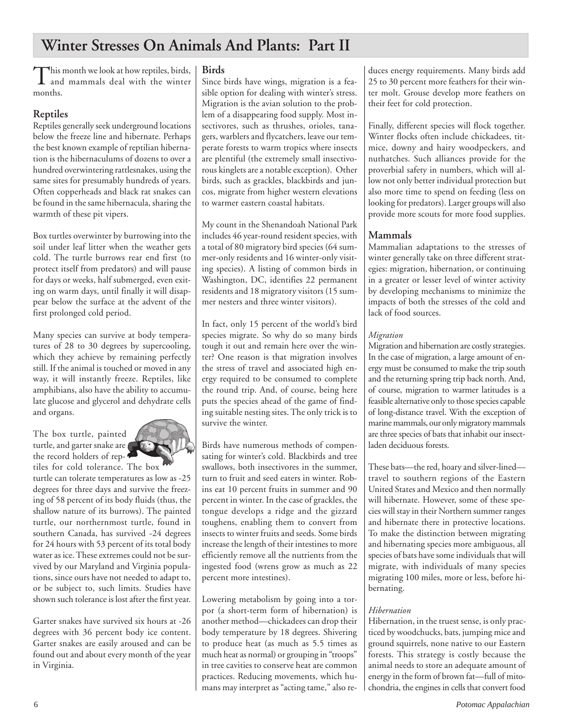# Winter Stresses On Animals And Plants: Part II

This month we look at how reptiles, birds, and mammals deal with the winter months.

## Reptiles

Reptiles generally seek underground locations below the freeze line and hibernate. Perhaps the best known example of reptilian hibernation is the hibernaculums of dozens to over a hundred overwintering rattlesnakes, using the same sites for presumably hundreds of years. Often copperheads and black rat snakes can be found in the same hibernacula, sharing the warmth of these pit vipers.

Box turtles overwinter by burrowing into the soil under leaf litter when the weather gets cold. The turtle burrows rear end first (to protect itself from predators) and will pause for days or weeks, half submerged, even exiting on warm days, until finally it will disappear below the surface at the advent of the first prolonged cold period.

Many species can survive at body temperatures of 28 to 30 degrees by supercooling, which they achieve by remaining perfectly still. If the animal is touched or moved in any way, it will instantly freeze. Reptiles, like amphibians, also have the ability to accumulate glucose and glycerol and dehydrate cells and organs.

The box turtle, painted turtle, and garter snake are the record holders of reptiles for cold tolerance. The box turtle can tolerate temperatures as low as -25 degrees for three days and survive the freezing of 58 percent of its body fluids (thus, the shallow nature of its burrows). The painted turtle, our northernmost turtle, found in southern Canada, has survived -24 degrees for 24 hours with 53 percent of its total body water as ice. These extremes could not be survived by our Maryland and Virginia populations, since ours have not needed to adapt to, or be subject to, such limits. Studies have shown such tolerance is lost after the first year.

Garter snakes have survived six hours at -26 degrees with 36 percent body ice content. Garter snakes are easily aroused and can be found out and about every month of the year in Virginia.

## Birds

Since birds have wings, migration is a feasible option for dealing with winter's stress. Migration is the avian solution to the problem of a disappearing food supply. Most insectivores, such as thrushes, orioles, tanagers, warblers and flycatchers, leave our temperate forests to warm tropics where insects are plentiful (the extremely small insectivorous kinglets are a notable exception). Other birds, such as grackles, blackbirds and juncos, migrate from higher western elevations to warmer eastern coastal habitats.

My count in the Shenandoah National Park includes 46 year-round resident species, with a total of 80 migratory bird species (64 summer-only residents and 16 winter-only visiting species). A listing of common birds in Washington, DC, identifies 22 permanent residents and 18 migratory visitors (15 summer nesters and three winter visitors).

In fact, only 15 percent of the world's bird species migrate. So why do so many birds tough it out and remain here over the winter? One reason is that migration involves the stress of travel and associated high energy required to be consumed to complete the round trip. And, of course, being here puts the species ahead of the game of finding suitable nesting sites. The only trick is to survive the winter.

Birds have numerous methods of compensating for winter's cold. Blackbirds and tree swallows, both insectivores in the summer, turn to fruit and seed eaters in winter. Robins eat 10 percent fruits in summer and 90 percent in winter. In the case of grackles, the tongue develops a ridge and the gizzard toughens, enabling them to convert from insects to winter fruits and seeds. Some birds increase the length of their intestines to more efficiently remove all the nutrients from the ingested food (wrens grow as much as 22 percent more intestines).

Lowering metabolism by going into a torpor (a short-term form of hibernation) is another method—chickadees can drop their body temperature by 18 degrees. Shivering to produce heat (as much as 5.5 times as much heat as normal) or grouping in "troops" in tree cavities to conserve heat are common practices. Reducing movements, which humans may interpret as "acting tame," also reduces energy requirements. Many birds add 25 to 30 percent more feathers for their winter molt. Grouse develop more feathers on their feet for cold protection.

Finally, different species will flock together. Winter flocks often include chickadees, titmice, downy and hairy woodpeckers, and nuthatches. Such alliances provide for the proverbial safety in numbers, which will allow not only better individual protection but also more time to spend on feeding (less on looking for predators). Larger groups will also provide more scouts for more food supplies.

## Mammals

Mammalian adaptations to the stresses of winter generally take on three different strategies: migration, hibernation, or continuing in a greater or lesser level of winter activity by developing mechanisms to minimize the impacts of both the stresses of the cold and lack of food sources.

### *Migration*

Migration and hibernation are costly strategies. In the case of migration, a large amount of energy must be consumed to make the trip south and the returning spring trip back north. And, of course, migration to warmer latitudes is a feasible alternative only to those species capable of long-distance travel. With the exception of marine mammals, our only migratory mammals are three species of bats that inhabit our insect-laden deciduous forests.

These bats—the red, hoary and silver-lined—travel to southern regions of the Eastern United States and Mexico and then normally will hibernate. However, some of these species will stay in their Northern summer ranges and hibernate there in protective locations. To make the distinction between migrating and hibernating species more ambiguous, all species of bats have some individuals that will migrate, with individuals of many species migrating 100 miles, more or less, before hibernating.

### *Hibernation*

Hibernation, in the truest sense, is only practiced by woodchucks, bats, jumping mice and ground squirrels, none native to our Eastern forests. This strategy is costly because the animal needs to store an adequate amount of energy in the form of brown fat—full of mitochondria, the engines in cells that convert food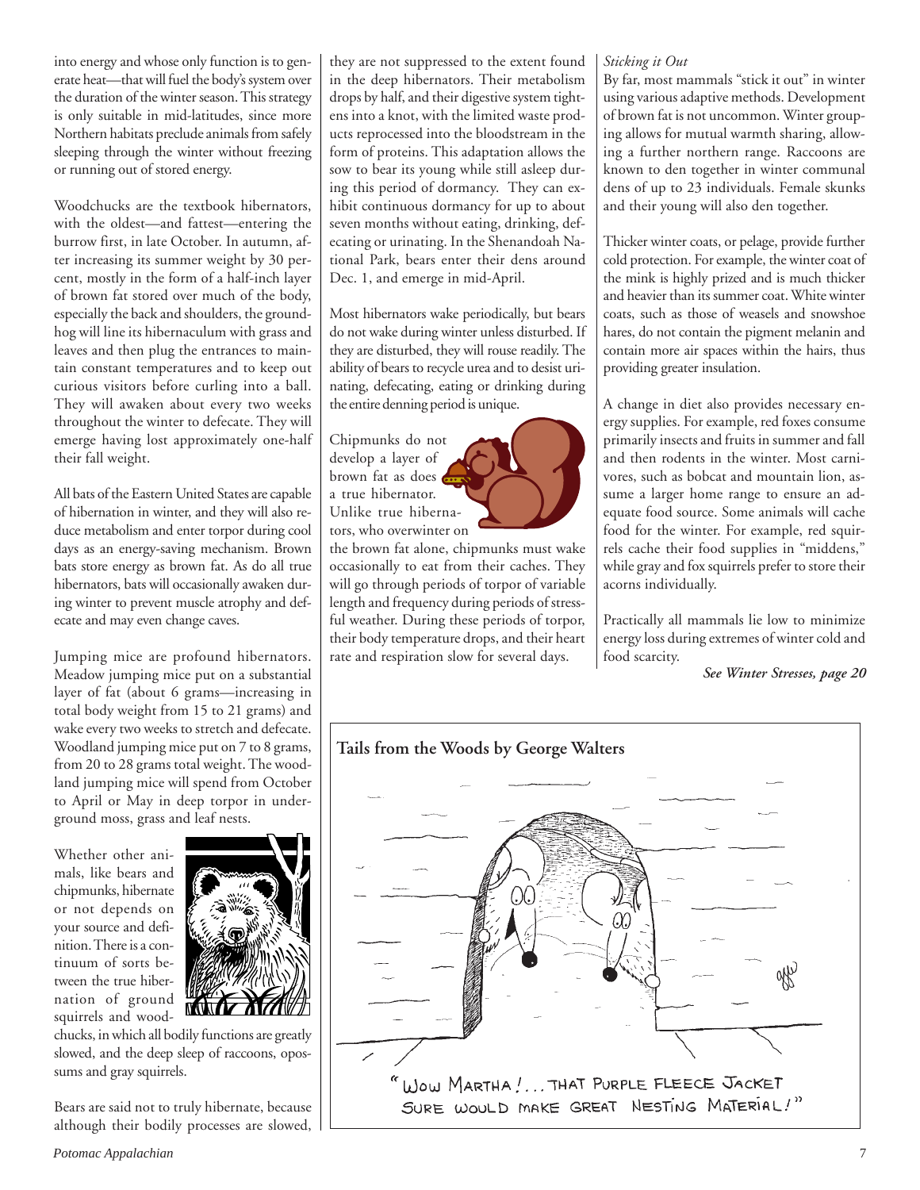into energy and whose only function is to generate heat—that will fuel the body's system over the duration of the winter season. This strategy is only suitable in mid-latitudes, since more Northern habitats preclude animals from safely sleeping through the winter without freezing or running out of stored energy.

Woodchucks are the textbook hibernators, with the oldest—and fattest—entering the burrow first, in late October. In autumn, after increasing its summer weight by 30 percent, mostly in the form of a half-inch layer of brown fat stored over much of the body, especially the back and shoulders, the groundhog will line its hibernaculum with grass and leaves and then plug the entrances to maintain constant temperatures and to keep out curious visitors before curling into a ball. They will awaken about every two weeks throughout the winter to defecate. They will emerge having lost approximately one-half their fall weight.

All bats of the Eastern United States are capable of hibernation in winter, and they will also reduce metabolism and enter torpor during cool days as an energy-saving mechanism. Brown bats store energy as brown fat. As do all true hibernators, bats will occasionally awaken during winter to prevent muscle atrophy and defecate and may even change caves.

Jumping mice are profound hibernators. Meadow jumping mice put on a substantial layer of fat (about 6 grams—increasing in total body weight from 15 to 21 grams) and wake every two weeks to stretch and defecate. Woodland jumping mice put on 7 to 8 grams, from 20 to 28 grams total weight. The woodland jumping mice will spend from October to April or May in deep torpor in underground moss, grass and leaf nests.

Whether other animals, like bears and chipmunks, hibernate or not depends on your source and definition. There is a continuum of sorts between the true hibernation of ground squirrels and woodchucks, in which all bodily functions are greatly slowed, and the deep sleep of raccoons, opossums and gray squirrels.

Bears are said not to truly hibernate, because although their bodily processes are slowed, they are not suppressed to the extent found in the deep hibernators. Their metabolism drops by half, and their digestive system tightens into a knot, with the limited waste products reprocessed into the bloodstream in the form of proteins. This adaptation allows the sow to bear its young while still asleep during this period of dormancy. They can exhibit continuous dormancy for up to about seven months without eating, drinking, defecating or urinating. In the Shenandoah National Park, bears enter their dens around Dec. 1, and emerge in mid-April.

Most hibernators wake periodically, but bears do not wake during winter unless disturbed. If they are disturbed, they will rouse readily. The ability of bears to recycle urea and to desist urinating, defecating, eating or drinking during the entire denning period is unique.

Chipmunks do not develop a layer of brown fat as does a true hibernator. Unlike true hibernators, who overwinter on the brown fat alone, chipmunks must wake occasionally to eat from their caches. They will go through periods of torpor of variable length and frequency during periods of stressful weather. During these periods of torpor, their body temperature drops, and their heart rate and respiration slow for several days.

*Sticking it Out*

By far, most mammals "stick it out" in winter using various adaptive methods. Development of brown fat is not uncommon. Winter grouping allows for mutual warmth sharing, allowing a further northern range. Raccoons are known to den together in winter communal dens of up to 23 individuals. Female skunks and their young will also den together.

Thicker winter coats, or pelage, provide further cold protection. For example, the winter coat of the mink is highly prized and is much thicker and heavier than its summer coat. White winter coats, such as those of weasels and snowshoe hares, do not contain the pigment melanin and contain more air spaces within the hairs, thus providing greater insulation.

A change in diet also provides necessary energy supplies. For example, red foxes consume primarily insects and fruits in summer and fall and then rodents in the winter. Most carnivores, such as bobcat and mountain lion, assume a larger home range to ensure an adequate food source. Some animals will cache food for the winter. For example, red squirrels cache their food supplies in "middens," while gray and fox squirrels prefer to store their acorns individually.

Practically all mammals lie low to minimize energy loss during extremes of winter cold and food scarcity.

***See Winter Stresses, page 20***

**Tails from the Woods by George Walters**

"WOW MARTHA!... THAT PURPLE FLEECE JACKET SURE WOULD MAKE GREAT NESTING MATERIAL!"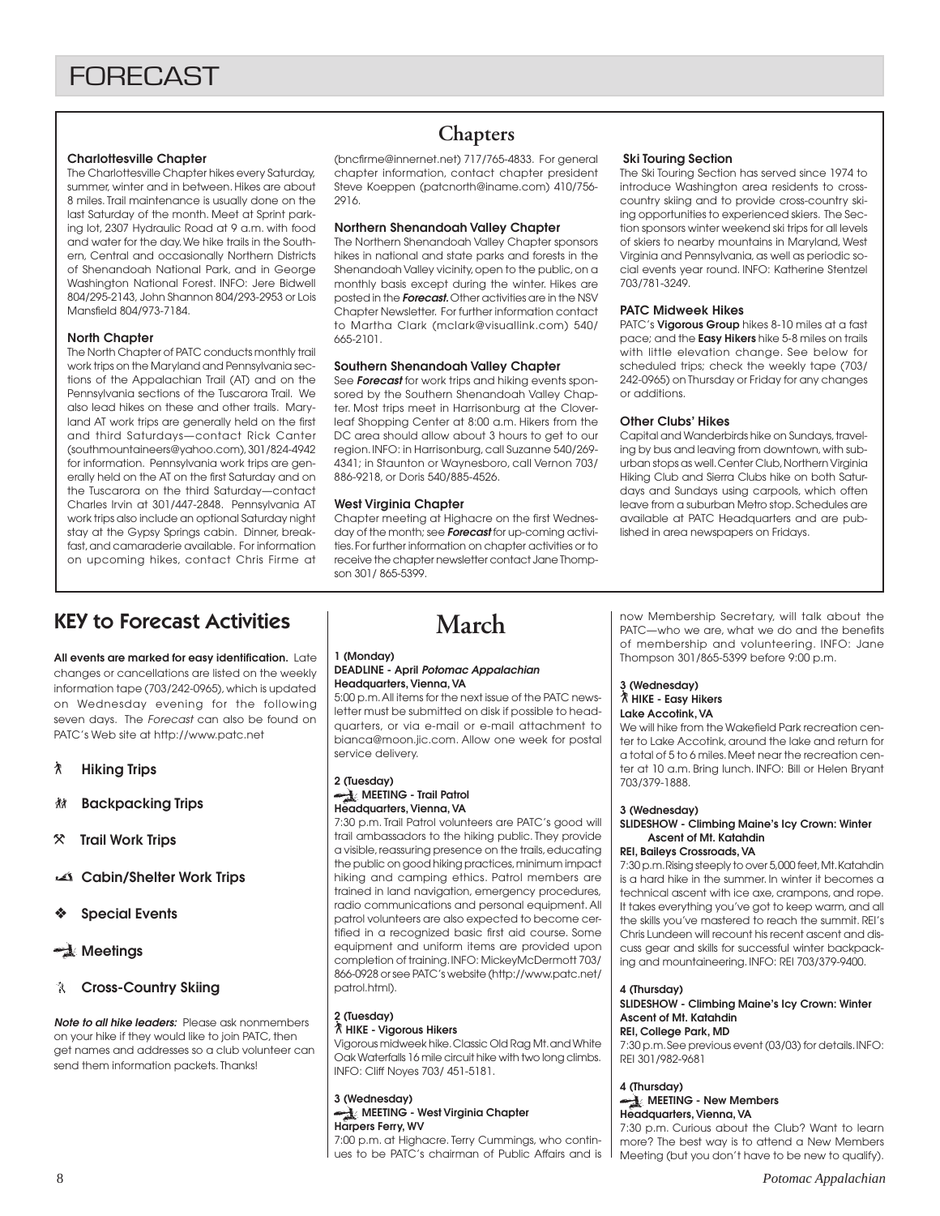# FORECAST

## Chapters

### Charlottesville Chapter

The Charlottesville Chapter hikes every Saturday, summer, winter and in between. Hikes are about 8 miles. Trail maintenance is usually done on the last Saturday of the month. Meet at Sprint parking lot, 2307 Hydraulic Road at 9 a.m. with food and water for the day. We hike trails in the Southern, Central and occasionally Northern Districts of Shenandoah National Park, and in George Washington National Forest. INFO: Jere Bidwell 804/295-2143, John Shannon 804/293-2953 or Lois Mansfield 804/973-7184.

### North Chapter

The North Chapter of PATC conducts monthly trail work trips on the Maryland and Pennsylvania sections of the Appalachian Trail (AT) and on the Pennsylvania sections of the Tuscarora Trail. We also lead hikes on these and other trails. Maryland AT work trips are generally held on the first and third Saturdays—contact Rick Canter (southmountaineers@yahoo.com), 301/824-4942 for information. Pennsylvania work trips are generally held on the AT on the first Saturday and on the Tuscarora on the third Saturday—contact Charles Irvin at 301/447-2848. Pennsylvania AT work trips also include an optional Saturday night stay at the Gypsy Springs cabin. Dinner, breakfast, and camaraderie available. For information on upcoming hikes, contact Chris Firme at (bncfirme@innernet.net) 717/765-4833. For general chapter information, contact chapter president Steve Koeppen (patcnorth@iname.com) 410/756-2916.

### Northern Shenandoah Valley Chapter

The Northern Shenandoah Valley Chapter sponsors hikes in national and state parks and forests in the Shenandoah Valley vicinity, open to the public, on a monthly basis except during the winter. Hikes are posted in the ***Forecast.*** Other activities are in the NSV Chapter Newsletter. For further information contact to Martha Clark (mclark@visuallink.com) 540/665-2101.

### Southern Shenandoah Valley Chapter

See ***Forecast*** for work trips and hiking events sponsored by the Southern Shenandoah Valley Chapter. Most trips meet in Harrisonburg at the Cloverleaf Shopping Center at 8:00 a.m. Hikers from the DC area should allow about 3 hours to get to our region. INFO: in Harrisonburg, call Suzanne 540/269-4341; in Staunton or Waynesboro, call Vernon 703/886-9218, or Doris 540/885-4526.

### West Virginia Chapter

Chapter meeting at Highacre on the first Wednesday of the month; see ***Forecast*** for up-coming activities. For further information on chapter activities or to receive the chapter newsletter contact Jane Thompson 301/ 865-5399.

### Ski Touring Section

The Ski Touring Section has served since 1974 to introduce Washington area residents to cross-country skiing and to provide cross-country skiing opportunities to experienced skiers. The Section sponsors winter weekend ski trips for all levels of skiers to nearby mountains in Maryland, West Virginia and Pennsylvania, as well as periodic social events year round. INFO: Katherine Stentzel 703/781-3249.

### PATC Midweek Hikes

PATC's **Vigorous Group** hikes 8-10 miles at a fast pace; and the **Easy Hikers** hike 5-8 miles on trails with little elevation change. See below for scheduled trips; check the weekly tape (703/242-0965) on Thursday or Friday for any changes or additions.

### Other Clubs' Hikes

Capital and Wanderbirds hike on Sundays, traveling by bus and leaving from downtown, with suburban stops as well. Center Club, Northern Virginia Hiking Club and Sierra Clubs hike on both Saturdays and Sundays using carpools, which often leave from a suburban Metro stop. Schedules are available at PATC Headquarters and are published in area newspapers on Fridays.

## KEY to Forecast Activities

**All events are marked for easy identification.** Late changes or cancellations are listed on the weekly information tape (703/242-0965), which is updated on Wednesday evening for the following seven days. The *Forecast* can also be found on PATC's Web site at http://www.patc.net

- **Hiking Trips**
- **Backpacking Trips**
- **Trail Work Trips**
- **Cabin/Shelter Work Trips**
- **Special Events**
- **Meetings**
- **Cross-Country Skiing**

***Note to all hike leaders:*** Please ask nonmembers on your hike if they would like to join PATC, then get names and addresses so a club volunteer can send them information packets. Thanks!

## March

**1 (Monday)**
**DEADLINE - April *Potomac Appalachian***
**Headquarters, Vienna, VA**
5:00 p.m. All items for the next issue of the PATC newsletter must be submitted on disk if possible to headquarters, or via e-mail or e-mail attachment to bianca@moon.jic.com. Allow one week for postal service delivery.

**2 (Tuesday)**
**MEETING - Trail Patrol**
**Headquarters, Vienna, VA**
7:30 p.m. Trail Patrol volunteers are PATC's good will trail ambassadors to the hiking public. They provide a visible, reassuring presence on the trails, educating the public on good hiking practices, minimum impact hiking and camping ethics. Patrol members are trained in land navigation, emergency procedures, radio communications and personal equipment. All patrol volunteers are also expected to become certified in a recognized basic first aid course. Some equipment and uniform items are provided upon completion of training. INFO: MickeyMcDermott 703/866-0928 or see PATC's website (http://www.patc.net/patrol.html).

**2 (Tuesday)**
**HIKE - Vigorous Hikers**
Vigorous midweek hike. Classic Old Rag Mt. and White Oak Waterfalls 16 mile circuit hike with two long climbs. INFO: Cliff Noyes 703/ 451-5181.

**3 (Wednesday)**
**MEETING - West Virginia Chapter**
**Harpers Ferry, WV**
7:00 p.m. at Highacre. Terry Cummings, who continues to be PATC's chairman of Public Affairs and is now Membership Secretary, will talk about the PATC—who we are, what we do and the benefits of membership and volunteering. INFO: Jane Thompson 301/865-5399 before 9:00 p.m.

**3 (Wednesday)**
**HIKE - Easy Hikers**
**Lake Accotink, VA**
We will hike from the Wakefield Park recreation center to Lake Accotink, around the lake and return for a total of 5 to 6 miles. Meet near the recreation center at 10 a.m. Bring lunch. INFO: Bill or Helen Bryant 703/379-1888.

**3 (Wednesday)**
**SLIDESHOW - Climbing Maine's Icy Crown: Winter Ascent of Mt. Katahdin**
**REI, Baileys Crossroads, VA**
7:30 p.m. Rising steeply to over 5,000 feet, Mt. Katahdin is a hard hike in the summer. In winter it becomes a technical ascent with ice axe, crampons, and rope. It takes everything you've got to keep warm, and all the skills you've mastered to reach the summit. REI's Chris Lundeen will recount his recent ascent and discuss gear and skills for successful winter backpacking and mountaineering. INFO: REI 703/379-9400.

**4 (Thursday)**
**SLIDESHOW - Climbing Maine's Icy Crown: Winter Ascent of Mt. Katahdin**
**REI, College Park, MD**
7:30 p.m. See previous event (03/03) for details. INFO: REI 301/982-9681

**4 (Thursday)**
**MEETING - New Members**
**Headquarters, Vienna, VA**
7:30 p.m. Curious about the Club? Want to learn more? The best way is to attend a New Members Meeting (but you don't have to be new to qualify).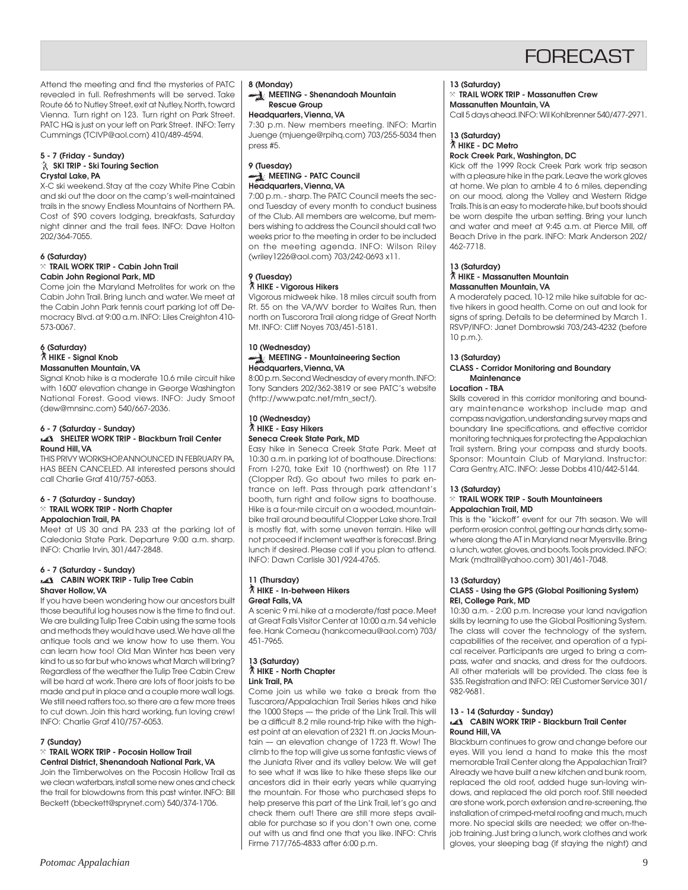Attend the meeting and find the mysteries of PATC revealed in full. Refreshments will be served. Take Route 66 to Nutley Street, exit at Nutley, North, toward Vienna. Turn right on 123. Turn right on Park Street. PATC HQ is just on your left on Park Street. INFO: Terry Cummings (TCIVP@aol.com) 410/489-4594.

**5 - 7 (Friday - Sunday)**
**SKI TRIP - Ski Touring Section**
**Crystal Lake, PA**

X-C ski weekend. Stay at the cozy White Pine Cabin and ski out the door on the camp's well-maintained trails in the snowy Endless Mountains of Northern PA. Cost of $90 covers lodging, breakfasts, Saturday night dinner and the trail fees. INFO: Dave Holton 202/364-7055.

**6 (Saturday)**
**TRAIL WORK TRIP - Cabin John Trail**
**Cabin John Regional Park, MD**

Come join the Maryland Metrolites for work on the Cabin John Trail. Bring lunch and water. We meet at the Cabin John Park tennis court parking lot off Democracy Blvd. at 9:00 a.m. INFO: Liles Creighton 410-573-0067.

**6 (Saturday)**
**HIKE - Signal Knob**
**Massanutten Mountain, VA**

Signal Knob hike is a moderate 10.6 mile circuit hike with 1600' elevation change in George Washington National Forest. Good views. INFO: Judy Smoot (dew@mnsinc.com) 540/667-2036.

**6 - 7 (Saturday - Sunday)**
**SHELTER WORK TRIP - Blackburn Trail Center**
**Round Hill, VA**

THIS PRIVY WORKSHOP, ANNOUNCED IN FEBRUARY PA, HAS BEEN CANCELED. All interested persons should call Charlie Graf 410/757-6053.

**6 - 7 (Saturday - Sunday)**
**TRAIL WORK TRIP - North Chapter**
**Appalachian Trail, PA**

Meet at US 30 and PA 233 at the parking lot of Caledonia State Park. Departure 9:00 a.m. sharp. INFO: Charlie Irvin, 301/447-2848.

**6 - 7 (Saturday - Sunday)**
**CABIN WORK TRIP - Tulip Tree Cabin**
**Shaver Hollow, VA**

If you have been wondering how our ancestors built those beautiful log houses now is the time to find out. We are building Tulip Tree Cabin using the same tools and methods they would have used. We have all the antique tools and we know how to use them. You can learn how too! Old Man Winter has been very kind to us so far but who knows what March will bring? Regardless of the weather the Tulip Tree Cabin Crew will be hard at work. There are lots of floor joists to be made and put in place and a couple more wall logs. We still need rafters too, so there are a few more trees to cut down. Join this hard working, fun loving crew! INFO: Charlie Graf 410/757-6053.

**7 (Sunday)**
**TRAIL WORK TRIP - Pocosin Hollow Trail**
**Central District, Shenandoah National Park, VA**

Join the Timberwolves on the Pocosin Hollow Trail as we clean waterbars, install some new ones and check the trail for blowdowns from this past winter. INFO: Bill Beckett (bbeckett@sprynet.com) 540/374-1706.

**8 (Monday)**
**MEETING - Shenandoah Mountain Rescue Group**
**Headquarters, Vienna, VA**

7:30 p.m. New members meeting. INFO: Martin Juenge (mjuenge@rpihq.com) 703/255-5034 then press #5.

**9 (Tuesday)**
**MEETING - PATC Council**
**Headquarters, Vienna, VA**

7:00 p.m. - sharp. The PATC Council meets the second Tuesday of every month to conduct business of the Club. All members are welcome, but members wishing to address the Council should call two weeks prior to the meeting in order to be included on the meeting agenda. INFO: Wilson Riley (wriley1226@aol.com) 703/242-0693 x11.

**9 (Tuesday)**
**HIKE - Vigorous Hikers**

Vigorous midweek hike. 18 miles circuit south from Rt. 55 on the VA/WV border to Waites Run, then north on Tuscorora Trail along ridge of Great North Mt. INFO: Cliff Noyes 703/451-5181.

**10 (Wednesday)**
**MEETING - Mountaineering Section**
**Headquarters, Vienna, VA**

8:00 p.m. Second Wednesday of every month. INFO: Tony Sanders 202/362-3819 or see PATC's website (http://www.patc.net/mtn_sect/).

**10 (Wednesday)**
**HIKE - Easy Hikers**
**Seneca Creek State Park, MD**

Easy hike in Seneca Creek State Park. Meet at 10:30 a.m. in parking lot of boathouse. Directions: From I-270, take Exit 10 (northwest) on Rte 117 (Clopper Rd). Go about two miles to park entrance on left. Pass through park attendant's booth, turn right and follow signs to boathouse. Hike is a four-mile circuit on a wooded, mountain-bike trail around beautiful Clopper Lake shore. Trail is mostly flat, with some uneven terrain. Hike will not proceed if inclement weather is forecast. Bring lunch if desired. Please call if you plan to attend. INFO: Dawn Carlisle 301/924-4765.

**11 (Thursday)**
**HIKE - In-between Hikers**
**Great Falls, VA**

A scenic 9 mi. hike at a moderate/fast pace. Meet at Great Falls Visitor Center at 10:00 a.m. $4 vehicle fee. Hank Comeau (hankcomeau@aol.com) 703/451-7965.

**13 (Saturday)**
**HIKE - North Chapter**
**Link Trail, PA**

Come join us while we take a break from the Tuscarora/Appalachian Trail Series hikes and hike the 1000 Steps — the pride of the Link Trail. This will be a difficult 8.2 mile round-trip hike with the highest point at an elevation of 2321 ft. on Jacks Mountain — an elevation change of 1723 ft. Wow! The climb to the top will give us some fantastic views of the Juniata River and its valley below. We will get to see what it was like to hike these steps like our ancestors did in their early years while quarrying the mountain. For those who purchased steps to help preserve this part of the Link Trail, let's go and check them out! There are still more steps available for purchase so if you don't own one, come out with us and find one that you like. INFO: Chris Firme 717/765-4833 after 6:00 p.m.

**13 (Saturday)**
**TRAIL WORK TRIP - Massanutten Crew**
**Massanutten Mountain, VA**

Call 5 days ahead. INFO: Wil Kohlbrenner 540/477-2971.

**13 (Saturday)**
**HIKE - DC Metro**
**Rock Creek Park, Washington, DC**

Kick off the 1999 Rock Creek Park work trip season with a pleasure hike in the park. Leave the work gloves at home. We plan to amble 4 to 6 miles, depending on our mood, along the Valley and Western Ridge Trails. This is an easy to moderate hike, but boots should be worn despite the urban setting. Bring your lunch and water and meet at 9:45 a.m. at Pierce Mill, off Beach Drive in the park. INFO: Mark Anderson 202/462-7718.

**13 (Saturday)**
**HIKE - Massanutten Mountain**
**Massanutten Mountain, VA**

A moderately paced, 10-12 mile hike suitable for active hikers in good health. Come on out and look for signs of spring. Details to be determined by March 1. RSVP/INFO: Janet Dombrowski 703/243-4232 (before 10 p.m.).

**13 (Saturday)**
**CLASS - Corridor Monitoring and Boundary Maintenance**
**Location - TBA**

Skills covered in this corridor monitoring and boundary maintenance workshop include map and compass navigation, understanding survey maps and boundary line specifications, and effective corridor monitoring techniques for protecting the Appalachian Trail system. Bring your compass and sturdy boots. Sponsor: Mountain Club of Maryland. Instructor: Cara Gentry, ATC. INFO: Jesse Dobbs 410/442-5144.

**13 (Saturday)**
**TRAIL WORK TRIP - South Mountaineers**
**Appalachian Trail, MD**

This is the "kickoff" event for our 7th season. We will perform erosion control, getting our hands dirty, somewhere along the AT in Maryland near Myersville. Bring a lunch, water, gloves, and boots. Tools provided. INFO: Mark (mdtrail@yahoo.com) 301/461-7048.

**13 (Saturday)**
**CLASS - Using the GPS (Global Positioning System)**
**REI, College Park, MD**

10:30 a.m. - 2:00 p.m. Increase your land navigation skills by learning to use the Global Positioning System. The class will cover the technology of the system, capabilities of the receiver, and operation of a typical receiver. Participants are urged to bring a compass, water and snacks, and dress for the outdoors. All other materials will be provided. The class fee is $35. Registration and INFO: REI Customer Service 301/982-9681.

**13 - 14 (Saturday - Sunday)**
**CABIN WORK TRIP - Blackburn Trail Center**
**Round Hill, VA**

Blackburn continues to grow and change before our eyes. Will you lend a hand to make this the most memorable Trail Center along the Appalachian Trail? Already we have built a new kitchen and bunk room, replaced the old roof, added huge sun-loving windows, and replaced the old porch roof. Still needed are stone work, porch extension and re-screening, the installation of crimped-metal roofing and much, much more. No special skills are needed; we offer on-the-job training. Just bring a lunch, work clothes and work gloves, your sleeping bag (if staying the night) and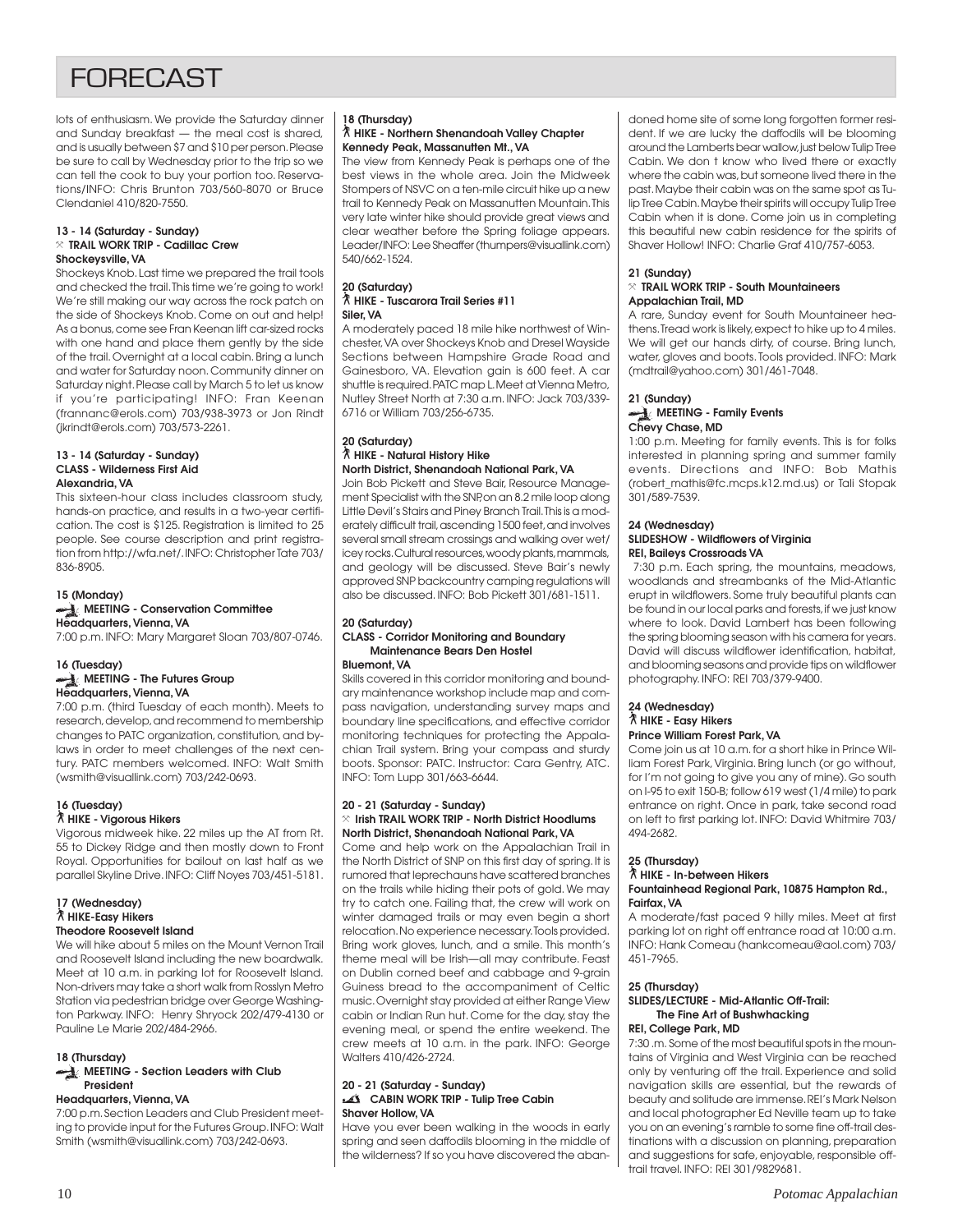# FORECAST

lots of enthusiasm. We provide the Saturday dinner and Sunday breakfast — the meal cost is shared, and is usually between $7 and $10 per person. Please be sure to call by Wednesday prior to the trip so we can tell the cook to buy your portion too. Reservations/INFO: Chris Brunton 703/560-8070 or Bruce Clendaniel 410/820-7550.

**13 - 14 (Saturday - Sunday)**
**TRAIL WORK TRIP - Cadillac Crew**
**Shockeysville, VA**

Shockeys Knob. Last time we prepared the trail tools and checked the trail. This time we're going to work! We're still making our way across the rock patch on the side of Shockeys Knob. Come on out and help! As a bonus, come see Fran Keenan lift car-sized rocks with one hand and place them gently by the side of the trail. Overnight at a local cabin. Bring a lunch and water for Saturday noon. Community dinner on Saturday night. Please call by March 5 to let us know if you're participating! INFO: Fran Keenan (frannanc@erols.com) 703/938-3973 or Jon Rindt (jkrindt@erols.com) 703/573-2261.

**13 - 14 (Saturday - Sunday)**
**CLASS - Wilderness First Aid**
**Alexandria, VA**

This sixteen-hour class includes classroom study, hands-on practice, and results in a two-year certification. The cost is $125. Registration is limited to 25 people. See course description and print registration from http://wfa.net/. INFO: Christopher Tate 703/836-8905.

**15 (Monday)**
**MEETING - Conservation Committee**
**Headquarters, Vienna, VA**

7:00 p.m. INFO: Mary Margaret Sloan 703/807-0746.

**16 (Tuesday)**
**MEETING - The Futures Group**
**Headquarters, Vienna, VA**

7:00 p.m. (third Tuesday of each month). Meets to research, develop, and recommend to membership changes to PATC organization, constitution, and bylaws in order to meet challenges of the next century. PATC members welcomed. INFO: Walt Smith (wsmith@visuallink.com) 703/242-0693.

**16 (Tuesday)**
**HIKE - Vigorous Hikers**

Vigorous midweek hike. 22 miles up the AT from Rt. 55 to Dickey Ridge and then mostly down to Front Royal. Opportunities for bailout on last half as we parallel Skyline Drive. INFO: Cliff Noyes 703/451-5181.

**17 (Wednesday)**
**HIKE-Easy Hikers**
**Theodore Roosevelt Island**

We will hike about 5 miles on the Mount Vernon Trail and Roosevelt Island including the new boardwalk. Meet at 10 a.m. in parking lot for Roosevelt Island. Non-drivers may take a short walk from Rosslyn Metro Station via pedestrian bridge over George Washington Parkway. INFO: Henry Shryock 202/479-4130 or Pauline Le Marie 202/484-2966.

**18 (Thursday)**
**MEETING - Section Leaders with Club President**
**Headquarters, Vienna, VA**

7:00 p.m. Section Leaders and Club President meeting to provide input for the Futures Group. INFO: Walt Smith (wsmith@visuallink.com) 703/242-0693.

**18 (Thursday)**
**HIKE - Northern Shenandoah Valley Chapter**
**Kennedy Peak, Massanutten Mt., VA**

The view from Kennedy Peak is perhaps one of the best views in the whole area. Join the Midweek Stompers of NSVC on a ten-mile circuit hike up a new trail to Kennedy Peak on Massanutten Mountain. This very late winter hike should provide great views and clear weather before the Spring foliage appears. Leader/INFO: Lee Sheaffer (thumpers@visuallink.com) 540/662-1524.

**20 (Saturday)**
**HIKE - Tuscarora Trail Series #11**
**Siler, VA**

A moderately paced 18 mile hike northwest of Winchester, VA over Shockeys Knob and Dresel Wayside Sections between Hampshire Grade Road and Gainesboro, VA. Elevation gain is 600 feet. A car shuttle is required. PATC map L. Meet at Vienna Metro, Nutley Street North at 7:30 a.m. INFO: Jack 703/339-6716 or William 703/256-6735.

**20 (Saturday)**
**HIKE - Natural History Hike**
**North District, Shenandoah National Park, VA**

Join Bob Pickett and Steve Bair, Resource Management Specialist with the SNP, on an 8.2 mile loop along Little Devil's Stairs and Piney Branch Trail. This is a moderately difficult trail, ascending 1500 feet, and involves several small stream crossings and walking over wet/icey rocks. Cultural resources, woody plants, mammals, and geology will be discussed. Steve Bair's newly approved SNP backcountry camping regulations will also be discussed. INFO: Bob Pickett 301/681-1511.

**20 (Saturday)**
**CLASS - Corridor Monitoring and Boundary Maintenance Bears Den Hostel**
**Bluemont, VA**

Skills covered in this corridor monitoring and boundary maintenance workshop include map and compass navigation, understanding survey maps and boundary line specifications, and effective corridor monitoring techniques for protecting the Appalachian Trail system. Bring your compass and sturdy boots. Sponsor: PATC. Instructor: Cara Gentry, ATC. INFO: Tom Lupp 301/663-6644.

**20 - 21 (Saturday - Sunday)**
**Irish TRAIL WORK TRIP - North District Hoodlums**
**North District, Shenandoah National Park, VA**

Come and help work on the Appalachian Trail in the North District of SNP on this first day of spring. It is rumored that leprechauns have scattered branches on the trails while hiding their pots of gold. We may try to catch one. Failing that, the crew will work on winter damaged trails or may even begin a short relocation. No experience necessary. Tools provided. Bring work gloves, lunch, and a smile. This month's theme meal will be Irish—all may contribute. Feast on Dublin corned beef and cabbage and 9-grain Guiness bread to the accompaniment of Celtic music. Overnight stay provided at either Range View cabin or Indian Run hut. Come for the day, stay the evening meal, or spend the entire weekend. The crew meets at 10 a.m. in the park. INFO: George Walters 410/426-2724.

**20 - 21 (Saturday - Sunday)**
**CABIN WORK TRIP - Tulip Tree Cabin**
**Shaver Hollow, VA**

Have you ever been walking in the woods in early spring and seen daffodils blooming in the middle of the wilderness? If so you have discovered the abandoned home site of some long forgotten former resident. If we are lucky the daffodils will be blooming around the Lamberts bear wallow, just below Tulip Tree Cabin. We don t know who lived there or exactly where the cabin was, but someone lived there in the past. Maybe their cabin was on the same spot as Tulip Tree Cabin. Maybe their spirits will occupy Tulip Tree Cabin when it is done. Come join us in completing this beautiful new cabin residence for the spirits of Shaver Hollow! INFO: Charlie Graf 410/757-6053.

**21 (Sunday)**
**TRAIL WORK TRIP - South Mountaineers**
**Appalachian Trail, MD**

A rare, Sunday event for South Mountaineer heathens. Tread work is likely, expect to hike up to 4 miles. We will get our hands dirty, of course. Bring lunch, water, gloves and boots. Tools provided. INFO: Mark (mdtrail@yahoo.com) 301/461-7048.

**21 (Sunday)**
**MEETING - Family Events**
**Chevy Chase, MD**

1:00 p.m. Meeting for family events. This is for folks interested in planning spring and summer family events. Directions and INFO: Bob Mathis (robert_mathis@fc.mcps.k12.md.us) or Tali Stopak 301/589-7539.

**24 (Wednesday)**
**SLIDESHOW - Wildflowers of Virginia**
**REI, Baileys Crossroads VA**

7:30 p.m. Each spring, the mountains, meadows, woodlands and streambanks of the Mid-Atlantic erupt in wildflowers. Some truly beautiful plants can be found in our local parks and forests, if we just know where to look. David Lambert has been following the spring blooming season with his camera for years. David will discuss wildflower identification, habitat, and blooming seasons and provide tips on wildflower photography. INFO: REI 703/379-9400.

**24 (Wednesday)**
**HIKE - Easy Hikers**
**Prince William Forest Park, VA**

Come join us at 10 a.m. for a short hike in Prince William Forest Park, Virginia. Bring lunch (or go without, for I'm not going to give you any of mine). Go south on I-95 to exit 150-B; follow 619 west (1/4 mile) to park entrance on right. Once in park, take second road on left to first parking lot. INFO: David Whitmire 703/494-2682.

**25 (Thursday)**
**HIKE - In-between Hikers**
**Fountainhead Regional Park, 10875 Hampton Rd., Fairfax, VA**

A moderate/fast paced 9 hilly miles. Meet at first parking lot on right off entrance road at 10:00 a.m. INFO: Hank Comeau (hankcomeau@aol.com) 703/451-7965.

**25 (Thursday)**
**SLIDES/LECTURE - Mid-Atlantic Off-Trail: The Fine Art of Bushwhacking**
**REI, College Park, MD**

7:30 .m. Some of the most beautiful spots in the mountains of Virginia and West Virginia can be reached only by venturing off the trail. Experience and solid navigation skills are essential, but the rewards of beauty and solitude are immense. REI's Mark Nelson and local photographer Ed Neville team up to take you on an evening's ramble to some fine off-trail destinations with a discussion on planning, preparation and suggestions for safe, enjoyable, responsible off-trail travel. INFO: REI 301/9829681.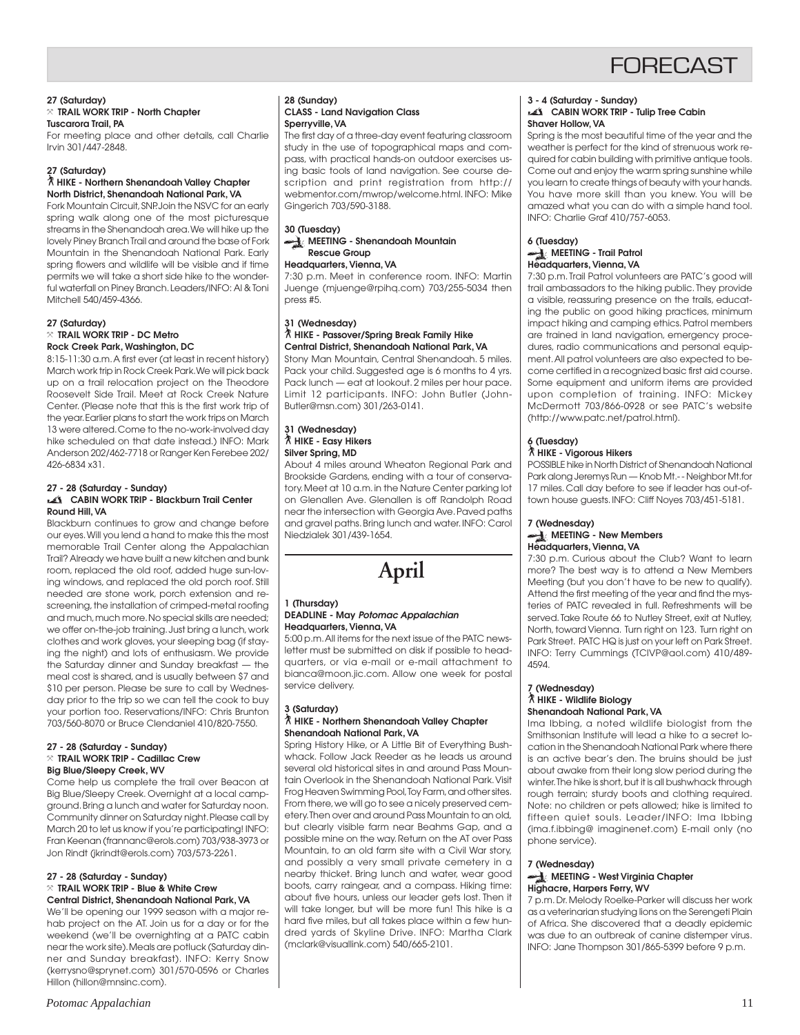# FORECAST

**27 (Saturday)**
**TRAIL WORK TRIP - North Chapter**
**Tuscarora Trail, PA**

For meeting place and other details, call Charlie Irvin 301/447-2848.

**27 (Saturday)**
**HIKE - Northern Shenandoah Valley Chapter**
**North District, Shenandoah National Park, VA**

Fork Mountain Circuit, SNP. Join the NSVC for an early spring walk along one of the most picturesque streams in the Shenandoah area. We will hike up the lovely Piney Branch Trail and around the base of Fork Mountain in the Shenandoah National Park. Early spring flowers and wildlife will be visible and if time permits we will take a short side hike to the wonderful waterfall on Piney Branch. Leaders/INFO: Al & Toni Mitchell 540/459-4366.

**27 (Saturday)**
**TRAIL WORK TRIP - DC Metro**
**Rock Creek Park, Washington, DC**

8:15-11:30 a.m. A first ever (at least in recent history) March work trip in Rock Creek Park. We will pick back up on a trail relocation project on the Theodore Roosevelt Side Trail. Meet at Rock Creek Nature Center. (Please note that this is the first work trip of the year. Earlier plans to start the work trips on March 13 were altered. Come to the no-work-involved day hike scheduled on that date instead.) INFO: Mark Anderson 202/462-7718 or Ranger Ken Ferebee 202/426-6834 x31.

**27 - 28 (Saturday - Sunday)**
**CABIN WORK TRIP - Blackburn Trail Center**
**Round Hill, VA**

Blackburn continues to grow and change before our eyes. Will you lend a hand to make this the most memorable Trail Center along the Appalachian Trail? Already we have built a new kitchen and bunk room, replaced the old roof, added huge sun-loving windows, and replaced the old porch roof. Still needed are stone work, porch extension and re-screening, the installation of crimped-metal roofing and much, much more. No special skills are needed; we offer on-the-job training. Just bring a lunch, work clothes and work gloves, your sleeping bag (if staying the night) and lots of enthusiasm. We provide the Saturday dinner and Sunday breakfast — the meal cost is shared, and is usually between $7 and $10 per person. Please be sure to call by Wednesday prior to the trip so we can tell the cook to buy your portion too. Reservations/INFO: Chris Brunton 703/560-8070 or Bruce Clendaniel 410/820-7550.

**27 - 28 (Saturday - Sunday)**
**TRAIL WORK TRIP - Cadillac Crew**
**Big Blue/Sleepy Creek, WV**

Come help us complete the trail over Beacon at Big Blue/Sleepy Creek. Overnight at a local campground. Bring a lunch and water for Saturday noon. Community dinner on Saturday night. Please call by March 20 to let us know if you're participating! INFO: Fran Keenan (frannanc@erols.com) 703/938-3973 or Jon Rindt (jkrindt@erols.com) 703/573-2261.

**27 - 28 (Saturday - Sunday)**
**TRAIL WORK TRIP - Blue & White Crew**
**Central District, Shenandoah National Park, VA**

We'll be opening our 1999 season with a major re-hab project on the AT. Join us for a day or for the weekend (we'll be overnighting at a PATC cabin near the work site). Meals are potluck (Saturday dinner and Sunday breakfast). INFO: Kerry Snow (kerrysno@sprynet.com) 301/570-0596 or Charles Hillon (hillon@mnsinc.com).

**28 (Sunday)**
**CLASS - Land Navigation Class**
**Sperryville, VA**

The first day of a three-day event featuring classroom study in the use of topographical maps and compass, with practical hands-on outdoor exercises using basic tools of land navigation. See course description and print registration from http://webmentor.com/mwrop/welcome.html. INFO: Mike Gingerich 703/590-3188.

**30 (Tuesday)**
**MEETING - Shenandoah Mountain Rescue Group**
**Headquarters, Vienna, VA**

7:30 p.m. Meet in conference room. INFO: Martin Juenge (mjuenge@rpihq.com) 703/255-5034 then press #5.

**31 (Wednesday)**
**HIKE - Passover/Spring Break Family Hike**
**Central District, Shenandoah National Park, VA**

Stony Man Mountain, Central Shenandoah. 5 miles. Pack your child. Suggested age is 6 months to 4 yrs. Pack lunch — eat at lookout. 2 miles per hour pace. Limit 12 participants. INFO: John Butler (John-Butler@msn.com) 301/263-0141.

**31 (Wednesday)**
**HIKE - Easy Hikers**
**Silver Spring, MD**

About 4 miles around Wheaton Regional Park and Brookside Gardens, ending with a tour of conservatory. Meet at 10 a.m. in the Nature Center parking lot on Glenallen Ave. Glenallen is off Randolph Road near the intersection with Georgia Ave. Paved paths and gravel paths. Bring lunch and water. INFO: Carol Niedzialek 301/439-1654.

## April

**1 (Thursday)**
**DEADLINE - May *Potomac Appalachian***
**Headquarters, Vienna, VA**

5:00 p.m. All items for the next issue of the PATC newsletter must be submitted on disk if possible to headquarters, or via e-mail or e-mail attachment to bianca@moon.jic.com. Allow one week for postal service delivery.

**3 (Saturday)**
**HIKE - Northern Shenandoah Valley Chapter**
**Shenandoah National Park, VA**

Spring History Hike, or A Little Bit of Everything Bushwhack. Follow Jack Reeder as he leads us around several old historical sites in and around Pass Mountain Overlook in the Shenandoah National Park. Visit Frog Heaven Swimming Pool, Toy Farm, and other sites. From there, we will go to see a nicely preserved cemetery. Then over and around Pass Mountain to an old, but clearly visible farm near Beahms Gap, and a possible mine on the way. Return on the AT over Pass Mountain, to an old farm site with a Civil War story, and possibly a very small private cemetery in a nearby thicket. Bring lunch and water, wear good boots, carry raingear, and a compass. Hiking time: about five hours, unless our leader gets lost. Then it will take longer, but will be more fun! This hike is a hard five miles, but all takes place within a few hundred yards of Skyline Drive. INFO: Martha Clark (mclark@visuallink.com) 540/665-2101.

**3 - 4 (Saturday - Sunday)**
**CABIN WORK TRIP - Tulip Tree Cabin**
**Shaver Hollow, VA**

Spring is the most beautiful time of the year and the weather is perfect for the kind of strenuous work required for cabin building with primitive antique tools. Come out and enjoy the warm spring sunshine while you learn to create things of beauty with your hands. You have more skill than you knew. You will be amazed what you can do with a simple hand tool. INFO: Charlie Graf 410/757-6053.

**6 (Tuesday)**
**MEETING - Trail Patrol**
**Headquarters, Vienna, VA**

7:30 p.m. Trail Patrol volunteers are PATC's good will trail ambassadors to the hiking public. They provide a visible, reassuring presence on the trails, educating the public on good hiking practices, minimum impact hiking and camping ethics. Patrol members are trained in land navigation, emergency procedures, radio communications and personal equipment. All patrol volunteers are also expected to become certified in a recognized basic first aid course. Some equipment and uniform items are provided upon completion of training. INFO: Mickey McDermott 703/866-0928 or see PATC's website (http://www.patc.net/patrol.html).

**6 (Tuesday)**
**HIKE - Vigorous Hikers**

POSSIBLE hike in North District of Shenandoah National Park along Jeremys Run — Knob Mt.- - Neighbor Mt. for 17 miles. Call day before to see if leader has out-of-town house guests. INFO: Cliff Noyes 703/451-5181.

**7 (Wednesday)**
**MEETING - New Members**
**Headquarters, Vienna, VA**

7:30 p.m. Curious about the Club? Want to learn more? The best way is to attend a New Members Meeting (but you don't have to be new to qualify). Attend the first meeting of the year and find the mysteries of PATC revealed in full. Refreshments will be served. Take Route 66 to Nutley Street, exit at Nutley, North, toward Vienna. Turn right on 123. Turn right on Park Street. PATC HQ is just on your left on Park Street. INFO: Terry Cummings (TCIVP@aol.com) 410/489-4594.

**7 (Wednesday)**
**HIKE - Wildlife Biology**
**Shenandoah National Park, VA**

Ima Ibbing, a noted wildlife biologist from the Smithsonian Institute will lead a hike to a secret location in the Shenandoah National Park where there is an active bear's den. The bruins should be just about awake from their long slow period during the winter. The hike is short, but it is all bushwhack through rough terrain; sturdy boots and clothing required. Note: no children or pets allowed; hike is limited to fifteen quiet souls. Leader/INFO: Ima Ibbing (ima.f.ibbing@ imaginenet.com) E-mail only (no phone service).

**7 (Wednesday)**
**MEETING - West Virginia Chapter**
**Highacre, Harpers Ferry, WV**

7 p.m. Dr. Melody Roelke-Parker will discuss her work as a veterinarian studying lions on the Serengeti Plain of Africa. She discovered that a deadly epidemic was due to an outbreak of canine distemper virus. INFO: Jane Thompson 301/865-5399 before 9 p.m.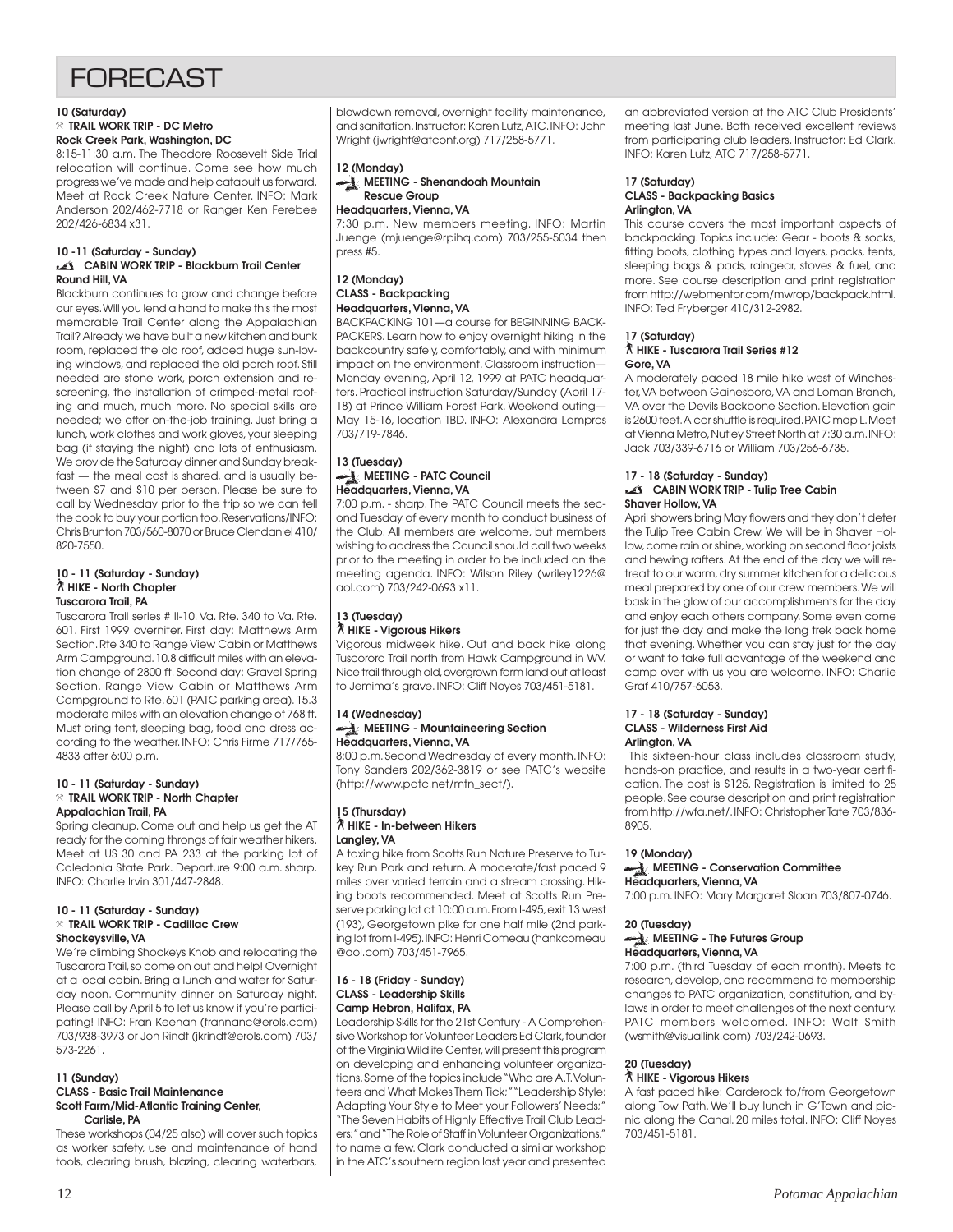# FORECAST

**10 (Saturday)**
**TRAIL WORK TRIP - DC Metro**
**Rock Creek Park, Washington, DC**

8:15-11:30 a.m. The Theodore Roosevelt Side Trial relocation will continue. Come see how much progress we've made and help catapult us forward. Meet at Rock Creek Nature Center. INFO: Mark Anderson 202/462-7718 or Ranger Ken Ferebee 202/426-6834 x31.

**10 -11 (Saturday - Sunday)**
**CABIN WORK TRIP - Blackburn Trail Center**
**Round Hill, VA**

Blackburn continues to grow and change before our eyes. Will you lend a hand to make this the most memorable Trail Center along the Appalachian Trail? Already we have built a new kitchen and bunk room, replaced the old roof, added huge sun-loving windows, and replaced the old porch roof. Still needed are stone work, porch extension and re-screening, the installation of crimped-metal roofing and much, much more. No special skills are needed; we offer on-the-job training. Just bring a lunch, work clothes and work gloves, your sleeping bag (if staying the night) and lots of enthusiasm. We provide the Saturday dinner and Sunday breakfast — the meal cost is shared, and is usually between $7 and $10 per person. Please be sure to call by Wednesday prior to the trip so we can tell the cook to buy your portion too. Reservations/INFO: Chris Brunton 703/560-8070 or Bruce Clendaniel 410/820-7550.

**10 - 11 (Saturday - Sunday)**
**HIKE - North Chapter**
**Tuscarora Trail, PA**

Tuscarora Trail series # II-10. Va. Rte. 340 to Va. Rte. 601. First 1999 overniter. First day: Matthews Arm Section. Rte 340 to Range View Cabin or Matthews Arm Campground. 10.8 difficult miles with an elevation change of 2800 ft. Second day: Gravel Spring Section. Range View Cabin or Matthews Arm Campground to Rte. 601 (PATC parking area). 15.3 moderate miles with an elevation change of 768 ft. Must bring tent, sleeping bag, food and dress according to the weather. INFO: Chris Firme 717/765-4833 after 6:00 p.m.

**10 - 11 (Saturday - Sunday)**
**TRAIL WORK TRIP - North Chapter**
**Appalachian Trail, PA**

Spring cleanup. Come out and help us get the AT ready for the coming throngs of fair weather hikers. Meet at US 30 and PA 233 at the parking lot of Caledonia State Park. Departure 9:00 a.m. sharp. INFO: Charlie Irvin 301/447-2848.

**10 - 11 (Saturday - Sunday)**
**TRAIL WORK TRIP - Cadillac Crew**
**Shockeysville, VA**

We're climbing Shockeys Knob and relocating the Tuscarora Trail, so come on out and help! Overnight at a local cabin. Bring a lunch and water for Saturday noon. Community dinner on Saturday night. Please call by April 5 to let us know if you're participating! INFO: Fran Keenan (frannanc@erols.com) 703/938-3973 or Jon Rindt (jkrindt@erols.com) 703/573-2261.

**11 (Sunday)**
**CLASS - Basic Trail Maintenance**
**Scott Farm/Mid-Atlantic Training Center, Carlisle, PA**

These workshops (04/25 also) will cover such topics as worker safety, use and maintenance of hand tools, clearing brush, blazing, clearing waterbars, blowdown removal, overnight facility maintenance, and sanitation. Instructor: Karen Lutz, ATC. INFO: John Wright (jwright@atconf.org) 717/258-5771.

**12 (Monday)**
**MEETING - Shenandoah Mountain Rescue Group**
**Headquarters, Vienna, VA**

7:30 p.m. New members meeting. INFO: Martin Juenge (mjuenge@rpihq.com) 703/255-5034 then press #5.

**12 (Monday)**
**CLASS - Backpacking**
**Headquarters, Vienna, VA**

BACKPACKING 101—a course for BEGINNING BACKPACKERS. Learn how to enjoy overnight hiking in the backcountry safely, comfortably, and with minimum impact on the environment. Classroom instruction—Monday evening, April 12, 1999 at PATC headquarters. Practical instruction Saturday/Sunday (April 17-18) at Prince William Forest Park. Weekend outing—May 15-16, location TBD. INFO: Alexandra Lampros 703/719-7846.

**13 (Tuesday)**
**MEETING - PATC Council**
**Headquarters, Vienna, VA**

7:00 p.m. - sharp. The PATC Council meets the second Tuesday of every month to conduct business of the Club. All members are welcome, but members wishing to address the Council should call two weeks prior to the meeting in order to be included on the meeting agenda. INFO: Wilson Riley (wriley1226@aol.com) 703/242-0693 x11.

**13 (Tuesday)**
**HIKE - Vigorous Hikers**

Vigorous midweek hike. Out and back hike along Tuscorora Trail north from Hawk Campground in WV. Nice trail through old, overgrown farm land out at least to Jemima's grave. INFO: Cliff Noyes 703/451-5181.

**14 (Wednesday)**
**MEETING - Mountaineering Section**
**Headquarters, Vienna, VA**

8:00 p.m. Second Wednesday of every month. INFO: Tony Sanders 202/362-3819 or see PATC's website (http://www.patc.net/mtn_sect/).

**15 (Thursday)**
**HIKE - In-between Hikers**
**Langley, VA**

A taxing hike from Scotts Run Nature Preserve to Turkey Run Park and return. A moderate/fast paced 9 miles over varied terrain and a stream crossing. Hiking boots recommended. Meet at Scotts Run Preserve parking lot at 10:00 a.m. From I-495, exit 13 west (193), Georgetown pike for one half mile (2nd parking lot from I-495). INFO: Henri Comeau (hankcomeau@aol.com) 703/451-7965.

**16 - 18 (Friday - Sunday)**
**CLASS - Leadership Skills**
**Camp Hebron, Halifax, PA**

Leadership Skills for the 21st Century - A Comprehensive Workshop for Volunteer Leaders Ed Clark, founder of the Virginia Wildlife Center, will present this program on developing and enhancing volunteer organizations. Some of the topics include "Who are A.T. Volunteers and What Makes Them Tick;" "Leadership Style: Adapting Your Style to Meet your Followers' Needs;" "The Seven Habits of Highly Effective Trail Club Leaders;" and "The Role of Staff in Volunteer Organizations," to name a few. Clark conducted a similar workshop in the ATC's southern region last year and presented an abbreviated version at the ATC Club Presidents' meeting last June. Both received excellent reviews from participating club leaders. Instructor: Ed Clark. INFO: Karen Lutz, ATC 717/258-5771.

**17 (Saturday)**
**CLASS - Backpacking Basics**
**Arlington, VA**

This course covers the most important aspects of backpacking. Topics include: Gear - boots & socks, fitting boots, clothing types and layers, packs, tents, sleeping bags & pads, raingear, stoves & fuel, and more. See course description and print registration from http://webmentor.com/mwrop/backpack.html. INFO: Ted Fryberger 410/312-2982.

**17 (Saturday)**
**HIKE - Tuscarora Trail Series #12**
**Gore, VA**

A moderately paced 18 mile hike west of Winchester, VA between Gainesboro, VA and Loman Branch, VA over the Devils Backbone Section. Elevation gain is 2600 feet. A car shuttle is required. PATC map L. Meet at Vienna Metro, Nutley Street North at 7:30 a.m. INFO: Jack 703/339-6716 or William 703/256-6735.

**17 - 18 (Saturday - Sunday)**
**CABIN WORK TRIP - Tulip Tree Cabin**
**Shaver Hollow, VA**

April showers bring May flowers and they don't deter the Tulip Tree Cabin Crew. We will be in Shaver Hollow, come rain or shine, working on second floor joists and hewing rafters. At the end of the day we will retreat to our warm, dry summer kitchen for a delicious meal prepared by one of our crew members. We will bask in the glow of our accomplishments for the day and enjoy each others company. Some even come for just the day and make the long trek back home that evening. Whether you can stay just for the day or want to take full advantage of the weekend and camp over with us you are welcome. INFO: Charlie Graf 410/757-6053.

**17 - 18 (Saturday - Sunday)**
**CLASS - Wilderness First Aid**
**Arlington, VA**

This sixteen-hour class includes classroom study, hands-on practice, and results in a two-year certification. The cost is $125. Registration is limited to 25 people. See course description and print registration from http://wfa.net/. INFO: Christopher Tate 703/836-8905.

**19 (Monday)**
**MEETING - Conservation Committee**
**Headquarters, Vienna, VA**

7:00 p.m. INFO: Mary Margaret Sloan 703/807-0746.

**20 (Tuesday)**
**MEETING - The Futures Group**
**Headquarters, Vienna, VA**

7:00 p.m. (third Tuesday of each month). Meets to research, develop, and recommend to membership changes to PATC organization, constitution, and bylaws in order to meet challenges of the next century. PATC members welcomed. INFO: Walt Smith (wsmith@visuallink.com) 703/242-0693.

**20 (Tuesday)**
**HIKE - Vigorous Hikers**

A fast paced hike: Carderock to/from Georgetown along Tow Path. We'll buy lunch in G'Town and picnic along the Canal. 20 miles total. INFO: Cliff Noyes 703/451-5181.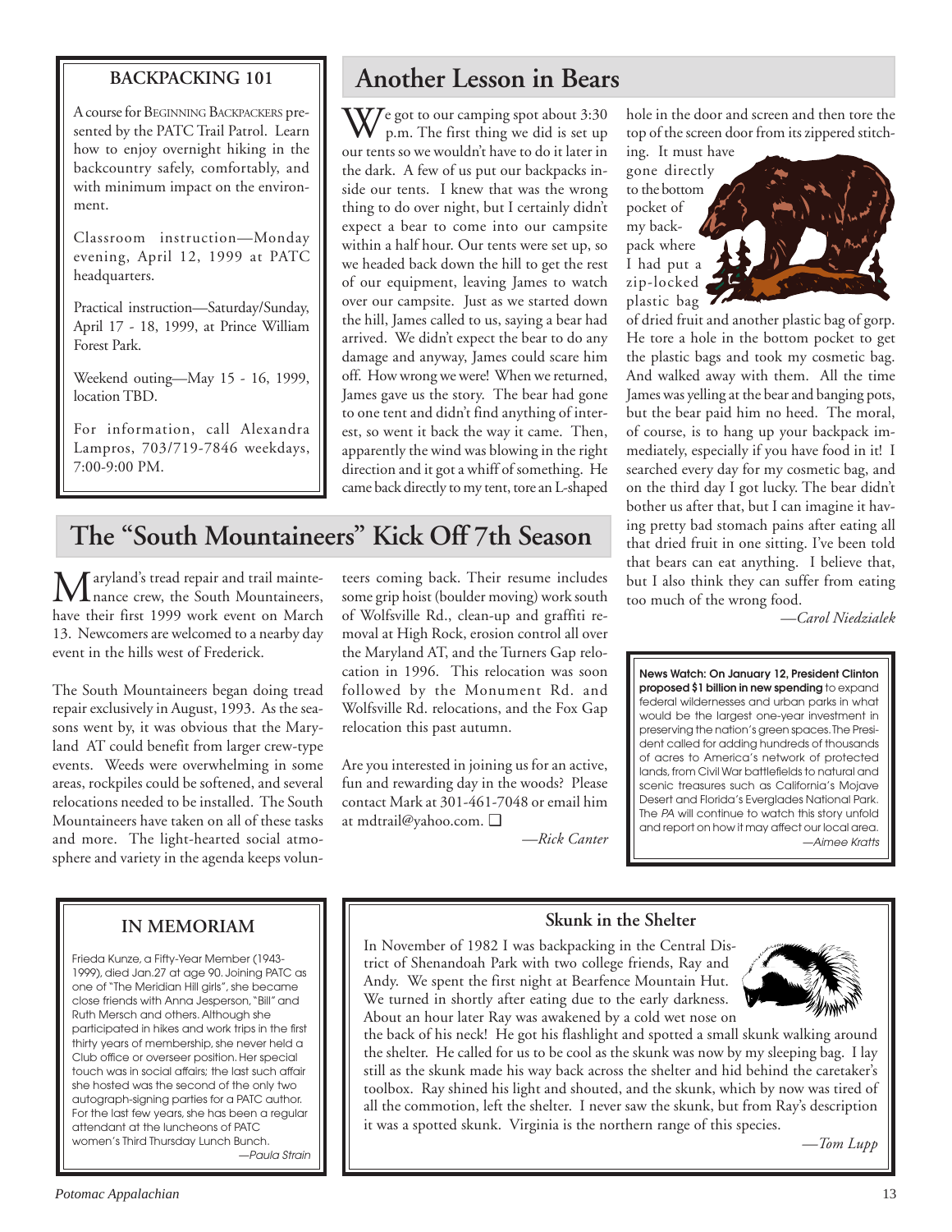## BACKPACKING 101

A course for BEGINNING BACKPACKERS presented by the PATC Trail Patrol. Learn how to enjoy overnight hiking in the backcountry safely, comfortably, and with minimum impact on the environment.

Classroom instruction—Monday evening, April 12, 1999 at PATC headquarters.

Practical instruction—Saturday/Sunday, April 17 - 18, 1999, at Prince William Forest Park.

Weekend outing—May 15 - 16, 1999, location TBD.

For information, call Alexandra Lampros, 703/719-7846 weekdays, 7:00-9:00 PM.

# Another Lesson in Bears

We got to our camping spot about 3:30 p.m. The first thing we did is set up our tents so we wouldn't have to do it later in the dark. A few of us put our backpacks inside our tents. I knew that was the wrong thing to do over night, but I certainly didn't expect a bear to come into our campsite within a half hour. Our tents were set up, so we headed back down the hill to get the rest of our equipment, leaving James to watch over our campsite. Just as we started down the hill, James called to us, saying a bear had arrived. We didn't expect the bear to do any damage and anyway, James could scare him off. How wrong we were! When we returned, James gave us the story. The bear had gone to one tent and didn't find anything of interest, so went it back the way it came. Then, apparently the wind was blowing in the right direction and it got a whiff of something. He came back directly to my tent, tore an L-shaped hole in the door and screen and then tore the top of the screen door from its zippered stitching. It must have gone directly to the bottom pocket of my backpack where I had put a zip-locked plastic bag of dried fruit and another plastic bag of gorp. He tore a hole in the bottom pocket to get the plastic bags and took my cosmetic bag. And walked away with them. All the time James was yelling at the bear and banging pots, but the bear paid him no heed. The moral, of course, is to hang up your backpack immediately, especially if you have food in it! I searched every day for my cosmetic bag, and on the third day I got lucky. The bear didn't bother us after that, but I can imagine it having pretty bad stomach pains after eating all that dried fruit in one sitting. I've been told that bears can eat anything. I believe that, but I also think they can suffer from eating too much of the wrong food.

*—Carol Niedzialek*

# The "South Mountaineers" Kick Off 7th Season

Maryland's tread repair and trail maintenance crew, the South Mountaineers, have their first 1999 work event on March 13. Newcomers are welcomed to a nearby day event in the hills west of Frederick.

The South Mountaineers began doing tread repair exclusively in August, 1993. As the seasons went by, it was obvious that the Maryland AT could benefit from larger crew-type events. Weeds were overwhelming in some areas, rockpiles could be softened, and several relocations needed to be installed. The South Mountaineers have taken on all of these tasks and more. The light-hearted social atmosphere and variety in the agenda keeps volunteers coming back. Their resume includes some grip hoist (boulder moving) work south of Wolfsville Rd., clean-up and graffiti removal at High Rock, erosion control all over the Maryland AT, and the Turners Gap relocation in 1996. This relocation was soon followed by the Monument Rd. and Wolfsville Rd. relocations, and the Fox Gap relocation this past autumn.

Are you interested in joining us for an active, fun and rewarding day in the woods? Please contact Mark at 301-461-7048 or email him at mdtrail@yahoo.com. ❑

*—Rick Canter*

**News Watch: On January 12, President Clinton proposed $1 billion in new spending** to expand federal wildernesses and urban parks in what would be the largest one-year investment in preserving the nation's green spaces. The President called for adding hundreds of thousands of acres to America's network of protected lands, from Civil War battlefields to natural and scenic treasures such as California's Mojave Desert and Florida's Everglades National Park. The *PA* will continue to watch this story unfold and report on how it may affect our local area.

*—Aimee Kratts*

## IN MEMORIAM

Frieda Kunze, a Fifty-Year Member (1943-1999), died Jan.27 at age 90. Joining PATC as one of "The Meridian Hill girls", she became close friends with Anna Jesperson, "Bill" and Ruth Mersch and others. Although she participated in hikes and work trips in the first thirty years of membership, she never held a Club office or overseer position. Her special touch was in social affairs; the last such affair she hosted was the second of the only two autograph-signing parties for a PATC author. For the last few years, she has been a regular attendant at the luncheons of PATC women's Third Thursday Lunch Bunch.

*—Paula Strain*

## Skunk in the Shelter

In November of 1982 I was backpacking in the Central District of Shenandoah Park with two college friends, Ray and Andy. We spent the first night at Bearfence Mountain Hut. We turned in shortly after eating due to the early darkness. About an hour later Ray was awakened by a cold wet nose on the back of his neck! He got his flashlight and spotted a small skunk walking around the shelter. He called for us to be cool as the skunk was now by my sleeping bag. I lay still as the skunk made his way back across the shelter and hid behind the caretaker's toolbox. Ray shined his light and shouted, and the skunk, which by now was tired of all the commotion, left the shelter. I never saw the skunk, but from Ray's description it was a spotted skunk. Virginia is the northern range of this species.

*—Tom Lupp*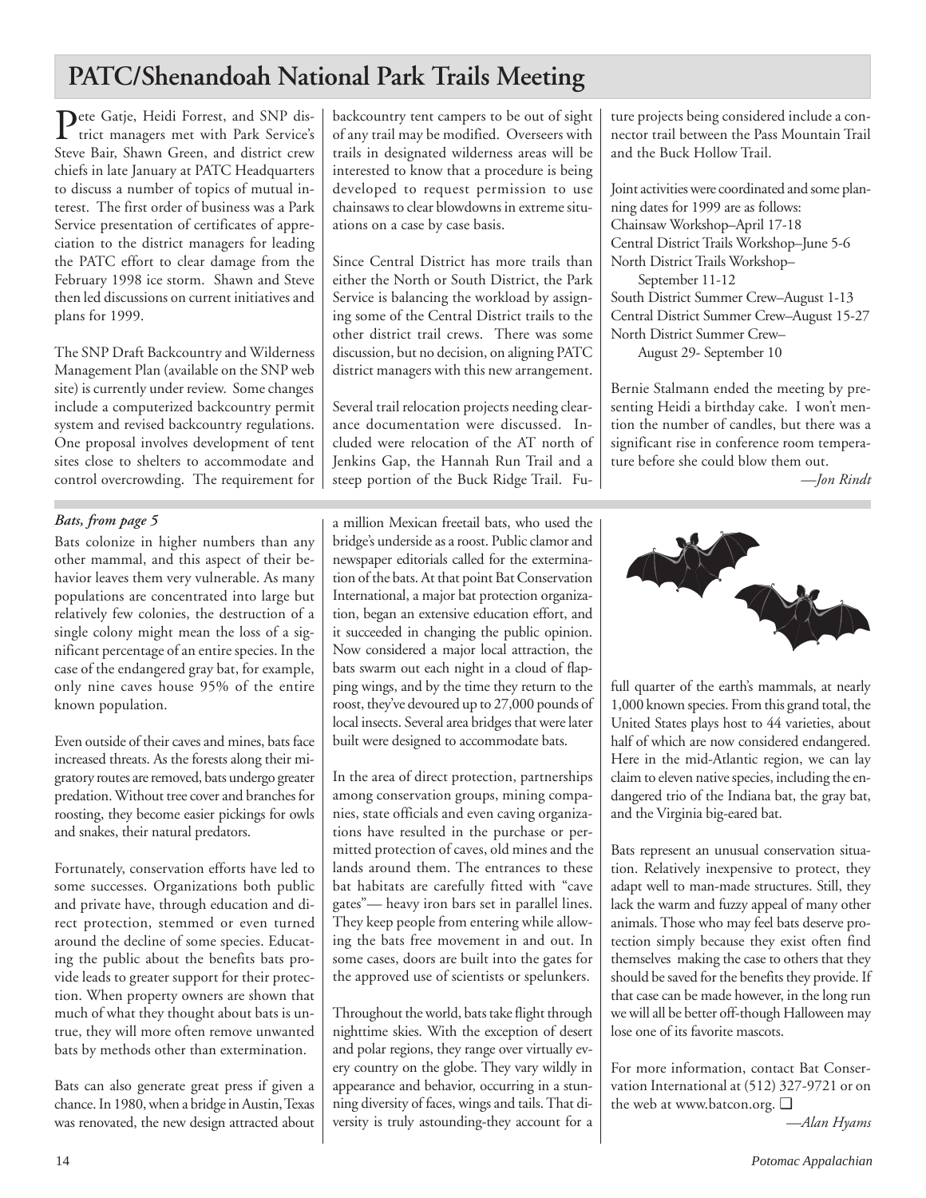# PATC/Shenandoah National Park Trails Meeting

Pete Gatje, Heidi Forrest, and SNP district managers met with Park Service's Steve Bair, Shawn Green, and district crew chiefs in late January at PATC Headquarters to discuss a number of topics of mutual interest. The first order of business was a Park Service presentation of certificates of appreciation to the district managers for leading the PATC effort to clear damage from the February 1998 ice storm. Shawn and Steve then led discussions on current initiatives and plans for 1999.

The SNP Draft Backcountry and Wilderness Management Plan (available on the SNP web site) is currently under review. Some changes include a computerized backcountry permit system and revised backcountry regulations. One proposal involves development of tent sites close to shelters to accommodate and control overcrowding. The requirement for backcountry tent campers to be out of sight of any trail may be modified. Overseers with trails in designated wilderness areas will be interested to know that a procedure is being developed to request permission to use chainsaws to clear blowdowns in extreme situations on a case by case basis.

Since Central District has more trails than either the North or South District, the Park Service is balancing the workload by assigning some of the Central District trails to the other district trail crews. There was some discussion, but no decision, on aligning PATC district managers with this new arrangement.

Several trail relocation projects needing clearance documentation were discussed. Included were relocation of the AT north of Jenkins Gap, the Hannah Run Trail and a steep portion of the Buck Ridge Trail. Future projects being considered include a connector trail between the Pass Mountain Trail and the Buck Hollow Trail.

Joint activities were coordinated and some planning dates for 1999 are as follows:
Chainsaw Workshop–April 17-18
Central District Trails Workshop–June 5-6
North District Trails Workshop–
September 11-12
South District Summer Crew–August 1-13
Central District Summer Crew–August 15-27
North District Summer Crew–
August 29- September 10

Bernie Stalmann ended the meeting by presenting Heidi a birthday cake. I won't mention the number of candles, but there was a significant rise in conference room temperature before she could blow them out.

*—Jon Rindt*

***Bats, from page 5***

Bats colonize in higher numbers than any other mammal, and this aspect of their behavior leaves them very vulnerable. As many populations are concentrated into large but relatively few colonies, the destruction of a single colony might mean the loss of a significant percentage of an entire species. In the case of the endangered gray bat, for example, only nine caves house 95% of the entire known population.

Even outside of their caves and mines, bats face increased threats. As the forests along their migratory routes are removed, bats undergo greater predation. Without tree cover and branches for roosting, they become easier pickings for owls and snakes, their natural predators.

Fortunately, conservation efforts have led to some successes. Organizations both public and private have, through education and direct protection, stemmed or even turned around the decline of some species. Educating the public about the benefits bats provide leads to greater support for their protection. When property owners are shown that much of what they thought about bats is untrue, they will more often remove unwanted bats by methods other than extermination.

Bats can also generate great press if given a chance. In 1980, when a bridge in Austin, Texas was renovated, the new design attracted about a million Mexican freetail bats, who used the bridge's underside as a roost. Public clamor and newspaper editorials called for the extermination of the bats. At that point Bat Conservation International, a major bat protection organization, began an extensive education effort, and it succeeded in changing the public opinion. Now considered a major local attraction, the bats swarm out each night in a cloud of flapping wings, and by the time they return to the roost, they've devoured up to 27,000 pounds of local insects. Several area bridges that were later built were designed to accommodate bats.

In the area of direct protection, partnerships among conservation groups, mining companies, state officials and even caving organizations have resulted in the purchase or permitted protection of caves, old mines and the lands around them. The entrances to these bat habitats are carefully fitted with "cave gates"— heavy iron bars set in parallel lines. They keep people from entering while allowing the bats free movement in and out. In some cases, doors are built into the gates for the approved use of scientists or spelunkers.

Throughout the world, bats take flight through nighttime skies. With the exception of desert and polar regions, they range over virtually every country on the globe. They vary wildly in appearance and behavior, occurring in a stunning diversity of faces, wings and tails. That diversity is truly astounding-they account for a full quarter of the earth's mammals, at nearly 1,000 known species. From this grand total, the United States plays host to 44 varieties, about half of which are now considered endangered. Here in the mid-Atlantic region, we can lay claim to eleven native species, including the endangered trio of the Indiana bat, the gray bat, and the Virginia big-eared bat.

Bats represent an unusual conservation situation. Relatively inexpensive to protect, they adapt well to man-made structures. Still, they lack the warm and fuzzy appeal of many other animals. Those who may feel bats deserve protection simply because they exist often find themselves making the case to others that they should be saved for the benefits they provide. If that case can be made however, in the long run we will all be better off-though Halloween may lose one of its favorite mascots.

For more information, contact Bat Conservation International at (512) 327-9721 or on the web at www.batcon.org. ❑

*—Alan Hyams*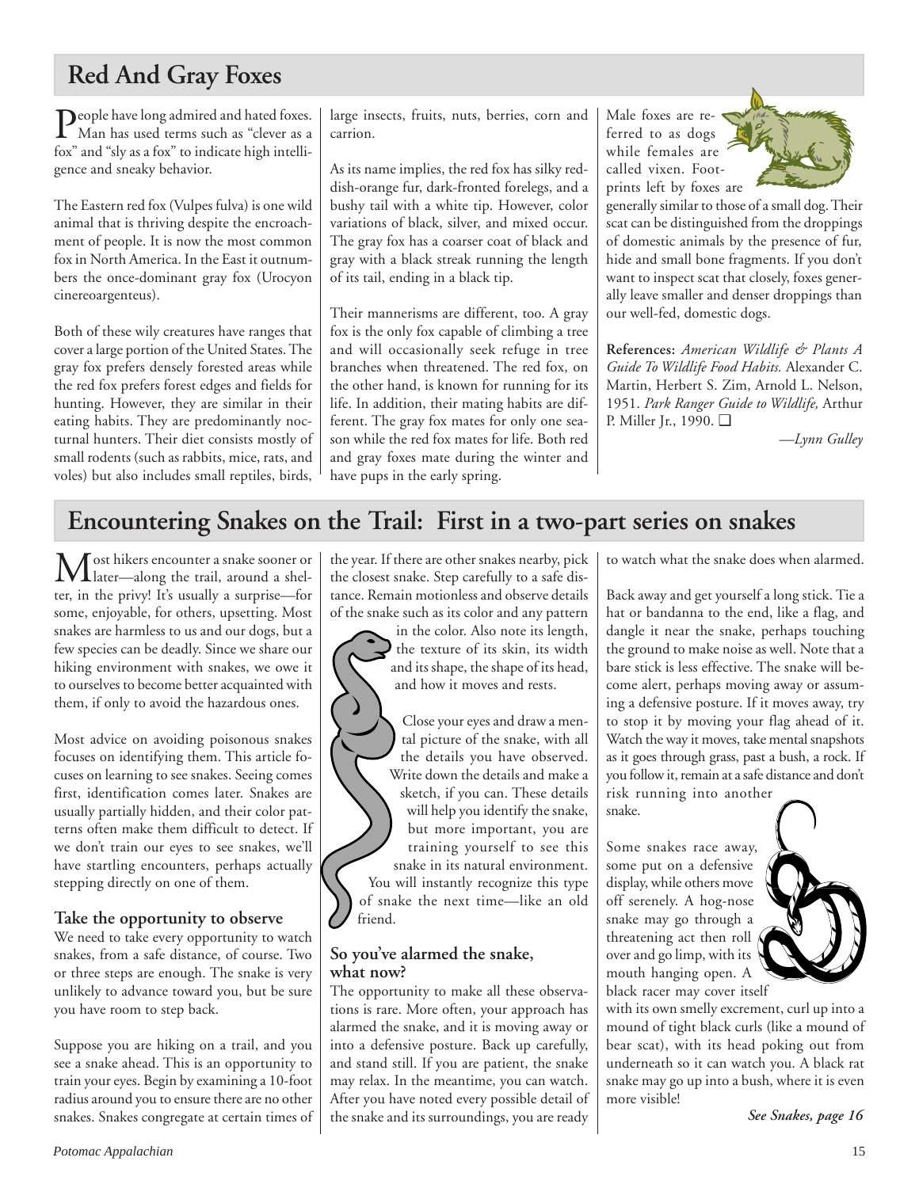## Red And Gray Foxes

People have long admired and hated foxes. Man has used terms such as "clever as a fox" and "sly as a fox" to indicate high intelligence and sneaky behavior.

The Eastern red fox (Vulpes fulva) is one wild animal that is thriving despite the encroachment of people. It is now the most common fox in North America. In the East it outnumbers the once-dominant gray fox (Urocyon cinereoargenteus).

Both of these wily creatures have ranges that cover a large portion of the United States. The gray fox prefers densely forested areas while the red fox prefers forest edges and fields for hunting. However, they are similar in their eating habits. They are predominantly nocturnal hunters. Their diet consists mostly of small rodents (such as rabbits, mice, rats, and voles) but also includes small reptiles, birds, large insects, fruits, nuts, berries, corn and carrion.

As its name implies, the red fox has silky reddish-orange fur, dark-fronted forelegs, and a bushy tail with a white tip. However, color variations of black, silver, and mixed occur. The gray fox has a coarser coat of black and gray with a black streak running the length of its tail, ending in a black tip.

Their mannerisms are different, too. A gray fox is the only fox capable of climbing a tree and will occasionally seek refuge in tree branches when threatened. The red fox, on the other hand, is known for running for its life. In addition, their mating habits are different. The gray fox mates for only one season while the red fox mates for life. Both red and gray foxes mate during the winter and have pups in the early spring.

Male foxes are referred to as dogs while females are called vixen. Footprints left by foxes are generally similar to those of a small dog. Their scat can be distinguished from the droppings of domestic animals by the presence of fur, hide and small bone fragments. If you don't want to inspect scat that closely, foxes generally leave smaller and denser droppings than our well-fed, domestic dogs.

**References:** *American Wildlife & Plants A Guide To Wildlife Food Habits.* Alexander C. Martin, Herbert S. Zim, Arnold L. Nelson, 1951. *Park Ranger Guide to Wildlife,* Arthur P. Miller Jr., 1990. ❑

*—Lynn Gulley*

## Encountering Snakes on the Trail: First in a two-part series on snakes

Most hikers encounter a snake sooner or later—along the trail, around a shelter, in the privy! It's usually a surprise—for some, enjoyable, for others, upsetting. Most snakes are harmless to us and our dogs, but a few species can be deadly. Since we share our hiking environment with snakes, we owe it to ourselves to become better acquainted with them, if only to avoid the hazardous ones.

Most advice on avoiding poisonous snakes focuses on identifying them. This article focuses on learning to see snakes. Seeing comes first, identification comes later. Snakes are usually partially hidden, and their color patterns often make them difficult to detect. If we don't train our eyes to see snakes, we'll have startling encounters, perhaps actually stepping directly on one of them.

### Take the opportunity to observe

We need to take every opportunity to watch snakes, from a safe distance, of course. Two or three steps are enough. The snake is very unlikely to advance toward you, but be sure you have room to step back.

Suppose you are hiking on a trail, and you see a snake ahead. This is an opportunity to train your eyes. Begin by examining a 10-foot radius around you to ensure there are no other snakes. Snakes congregate at certain times of the year. If there are other snakes nearby, pick the closest snake. Step carefully to a safe distance. Remain motionless and observe details of the snake such as its color and any pattern in the color. Also note its length, the texture of its skin, its width and its shape, the shape of its head, and how it moves and rests.

Close your eyes and draw a mental picture of the snake, with all the details you have observed. Write down the details and make a sketch, if you can. These details will help you identify the snake, but more important, you are training yourself to see this snake in its natural environment. You will instantly recognize this type of snake the next time—like an old friend.

### So you've alarmed the snake, what now?

The opportunity to make all these observations is rare. More often, your approach has alarmed the snake, and it is moving away or into a defensive posture. Back up carefully, and stand still. If you are patient, the snake may relax. In the meantime, you can watch. After you have noted every possible detail of the snake and its surroundings, you are ready to watch what the snake does when alarmed.

Back away and get yourself a long stick. Tie a hat or bandanna to the end, like a flag, and dangle it near the snake, perhaps touching the ground to make noise as well. Note that a bare stick is less effective. The snake will become alert, perhaps moving away or assuming a defensive posture. If it moves away, try to stop it by moving your flag ahead of it. Watch the way it moves, take mental snapshots as it goes through grass, past a bush, a rock. If you follow it, remain at a safe distance and don't risk running into another snake.

Some snakes race away, some put on a defensive display, while others move off serenely. A hog-nose snake may go through a threatening act then roll over and go limp, with its mouth hanging open. A black racer may cover itself with its own smelly excrement, curl up into a mound of tight black curls (like a mound of bear scat), with its head poking out from underneath so it can watch you. A black rat snake may go up into a bush, where it is even more visible!

***See Snakes, page 16***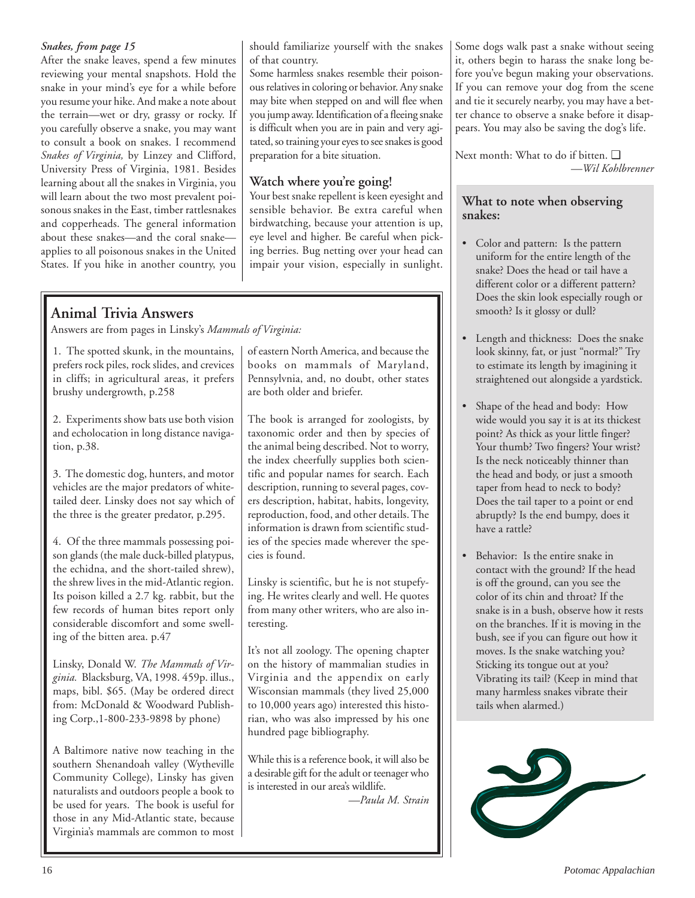*Snakes, from page 15*

After the snake leaves, spend a few minutes reviewing your mental snapshots. Hold the snake in your mind's eye for a while before you resume your hike. And make a note about the terrain—wet or dry, grassy or rocky. If you carefully observe a snake, you may want to consult a book on snakes. I recommend *Snakes of Virginia,* by Linzey and Clifford, University Press of Virginia, 1981. Besides learning about all the snakes in Virginia, you will learn about the two most prevalent poisonous snakes in the East, timber rattlesnakes and copperheads. The general information about these snakes—and the coral snake—applies to all poisonous snakes in the United States. If you hike in another country, you should familiarize yourself with the snakes of that country.

Some harmless snakes resemble their poisonous relatives in coloring or behavior. Any snake may bite when stepped on and will flee when you jump away. Identification of a fleeing snake is difficult when you are in pain and very agitated, so training your eyes to see snakes is good preparation for a bite situation.

## Watch where you're going!

Your best snake repellent is keen eyesight and sensible behavior. Be extra careful when birdwatching, because your attention is up, eye level and higher. Be careful when picking berries. Bug netting over your head can impair your vision, especially in sunlight. Some dogs walk past a snake without seeing it, others begin to harass the snake long before you've begun making your observations. If you can remove your dog from the scene and tie it securely nearby, you may have a better chance to observe a snake before it disappears. You may also be saving the dog's life.

Next month: What to do if bitten. ❑

—*Wil Kohlbrenner*

### What to note when observing snakes:

- Color and pattern: Is the pattern uniform for the entire length of the snake? Does the head or tail have a different color or a different pattern? Does the skin look especially rough or smooth? Is it glossy or dull?
- Length and thickness: Does the snake look skinny, fat, or just "normal?" Try to estimate its length by imagining it straightened out alongside a yardstick.
- Shape of the head and body: How wide would you say it is at its thickest point? As thick as your little finger? Your thumb? Two fingers? Your wrist? Is the neck noticeably thinner than the head and body, or just a smooth taper from head to neck to body? Does the tail taper to a point or end abruptly? Is the end bumpy, does it have a rattle?
- Behavior: Is the entire snake in contact with the ground? If the head is off the ground, can you see the color of its chin and throat? If the snake is in a bush, observe how it rests on the branches. If it is moving in the bush, see if you can figure out how it moves. Is the snake watching you? Sticking its tongue out at you? Vibrating its tail? (Keep in mind that many harmless snakes vibrate their tails when alarmed.)

## Animal Trivia Answers

Answers are from pages in Linsky's *Mammals of Virginia:*

1. The spotted skunk, in the mountains, prefers rock piles, rock slides, and crevices in cliffs; in agricultural areas, it prefers brushy undergrowth, p.258

2. Experiments show bats use both vision and echolocation in long distance navigation, p.38.

3. The domestic dog, hunters, and motor vehicles are the major predators of white-tailed deer. Linsky does not say which of the three is the greater predator, p.295.

4. Of the three mammals possessing poison glands (the male duck-billed platypus, the echidna, and the short-tailed shrew), the shrew lives in the mid-Atlantic region. Its poison killed a 2.7 kg. rabbit, but the few records of human bites report only considerable discomfort and some swelling of the bitten area. p.47

Linsky, Donald W. *The Mammals of Virginia.* Blacksburg, VA, 1998. 459p. illus., maps, bibl. $65. (May be ordered direct from: McDonald & Woodward Publishing Corp.,1-800-233-9898 by phone)

A Baltimore native now teaching in the southern Shenandoah valley (Wytheville Community College), Linsky has given naturalists and outdoors people a book to be used for years. The book is useful for those in any Mid-Atlantic state, because Virginia's mammals are common to most of eastern North America, and because the books on mammals of Maryland, Pennsylvnia, and, no doubt, other states are both older and briefer.

The book is arranged for zoologists, by taxonomic order and then by species of the animal being described. Not to worry, the index cheerfully supplies both scientific and popular names for search. Each description, running to several pages, covers description, habitat, habits, longevity, reproduction, food, and other details. The information is drawn from scientific studies of the species made wherever the species is found.

Linsky is scientific, but he is not stupefying. He writes clearly and well. He quotes from many other writers, who are also interesting.

It's not all zoology. The opening chapter on the history of mammalian studies in Virginia and the appendix on early Wisconsian mammals (they lived 25,000 to 10,000 years ago) interested this historian, who was also impressed by his one hundred page bibliography.

While this is a reference book, it will also be a desirable gift for the adult or teenager who is interested in our area's wildlife.

—*Paula M. Strain*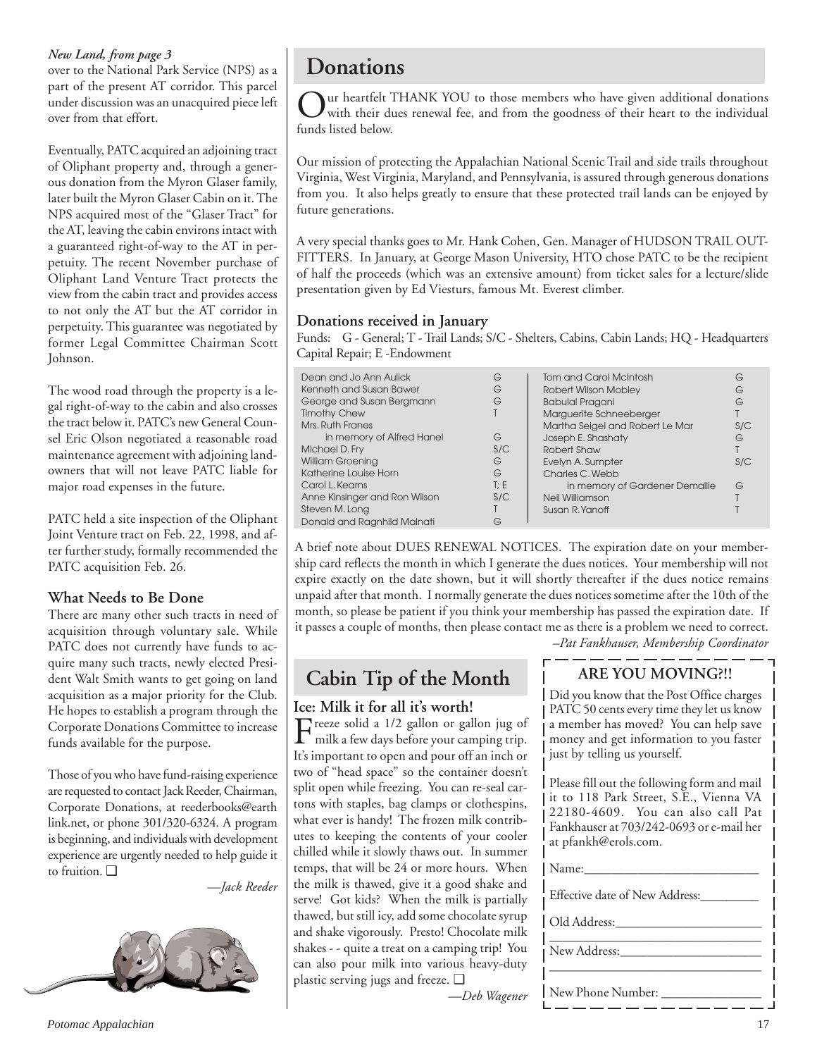*New Land, from page 3*

over to the National Park Service (NPS) as a part of the present AT corridor. This parcel under discussion was an unacquired piece left over from that effort.

Eventually, PATC acquired an adjoining tract of Oliphant property and, through a generous donation from the Myron Glaser family, later built the Myron Glaser Cabin on it. The NPS acquired most of the "Glaser Tract" for the AT, leaving the cabin environs intact with a guaranteed right-of-way to the AT in perpetuity. The recent November purchase of Oliphant Land Venture Tract protects the view from the cabin tract and provides access to not only the AT but the AT corridor in perpetuity. This guarantee was negotiated by former Legal Committee Chairman Scott Johnson.

The wood road through the property is a legal right-of-way to the cabin and also crosses the tract below it. PATC's new General Counsel Eric Olson negotiated a reasonable road maintenance agreement with adjoining landowners that will not leave PATC liable for major road expenses in the future.

PATC held a site inspection of the Oliphant Joint Venture tract on Feb. 22, 1998, and after further study, formally recommended the PATC acquisition Feb. 26.

### What Needs to Be Done

There are many other such tracts in need of acquisition through voluntary sale. While PATC does not currently have funds to acquire many such tracts, newly elected President Walt Smith wants to get going on land acquisition as a major priority for the Club. He hopes to establish a program through the Corporate Donations Committee to increase funds available for the purpose.

Those of you who have fund-raising experience are requested to contact Jack Reeder, Chairman, Corporate Donations, at reederbooks@earthlink.net, or phone 301/320-6324. A program is beginning, and individuals with development experience are urgently needed to help guide it to fruition. ❑

*—Jack Reeder*

## Donations

Our heartfelt THANK YOU to those members who have given additional donations with their dues renewal fee, and from the goodness of their heart to the individual funds listed below.

Our mission of protecting the Appalachian National Scenic Trail and side trails throughout Virginia, West Virginia, Maryland, and Pennsylvania, is assured through generous donations from you. It also helps greatly to ensure that these protected trail lands can be enjoyed by future generations.

A very special thanks goes to Mr. Hank Cohen, Gen. Manager of HUDSON TRAIL OUTFITTERS. In January, at George Mason University, HTO chose PATC to be the recipient of half the proceeds (which was an extensive amount) from ticket sales for a lecture/slide presentation given by Ed Viesturs, famous Mt. Everest climber.

### Donations received in January

Funds: G - General; T - Trail Lands; S/C - Shelters, Cabins, Cabin Lands; HQ - Headquarters Capital Repair; E -Endowment

| Name | Fund |
|---|---|
| Dean and Jo Ann Aulick | G |
| Kenneth and Susan Bawer | G |
| George and Susan Bergmann | G |
| Timothy Chew | T |
| Mrs. Ruth Franes in memory of Alfred Hanel | G |
| Michael D. Fry | S/C |
| William Groening | G |
| Katherine Louise Horn | G |
| Carol L. Kearns | T; E |
| Anne Kinsinger and Ron Wilson | S/C |
| Steven M. Long | T |
| Donald and Ragnhild Malnati | G |
| Tom and Carol McIntosh | G |
| Robert Wilson Mobley | G |
| Babulal Pragani | G |
| Marguerite Schneeberger | T |
| Martha Seigel and Robert Le Mar | S/C |
| Joseph E. Shashaty | G |
| Robert Shaw | T |
| Evelyn A. Sumpter | S/C |
| Charles C. Webb in memory of Gardener Demallie | G |
| Neil Williamson | T |
| Susan R. Yanoff | T |

A brief note about DUES RENEWAL NOTICES. The expiration date on your membership card reflects the month in which I generate the dues notices. Your membership will not expire exactly on the date shown, but it will shortly thereafter if the dues notice remains unpaid after that month. I normally generate the dues notices sometime after the 10th of the month, so please be patient if you think your membership has passed the expiration date. If it passes a couple of months, then please contact me as there is a problem we need to correct.

*–Pat Fankhauser, Membership Coordinator*

## Cabin Tip of the Month

### Ice: Milk it for all it's worth!

Freeze solid a 1/2 gallon or gallon jug of milk a few days before your camping trip. It's important to open and pour off an inch or two of "head space" so the container doesn't split open while freezing. You can re-seal cartons with staples, bag clamps or clothespins, what ever is handy! The frozen milk contributes to keeping the contents of your cooler chilled while it slowly thaws out. In summer temps, that will be 24 or more hours. When the milk is thawed, give it a good shake and serve! Got kids? When the milk is partially thawed, but still icy, add some chocolate syrup and shake vigorously. Presto! Chocolate milk shakes - - quite a treat on a camping trip! You can also pour milk into various heavy-duty plastic serving jugs and freeze. ❑

*—Deb Wagener*

### ARE YOU MOVING?!!

Did you know that the Post Office charges PATC 50 cents every time they let us know a member has moved? You can help save money and get information to you faster just by telling us yourself.

Please fill out the following form and mail it to 118 Park Street, S.E., Vienna VA 22180-4609. You can also call Pat Fankhauser at 703/242-0693 or e-mail her at pfankh@erols.com.

Name:_______________________

Effective date of New Address:_________

Old Address:_______________________

_______________________

New Address:_______________________

_______________________

New Phone Number: _______________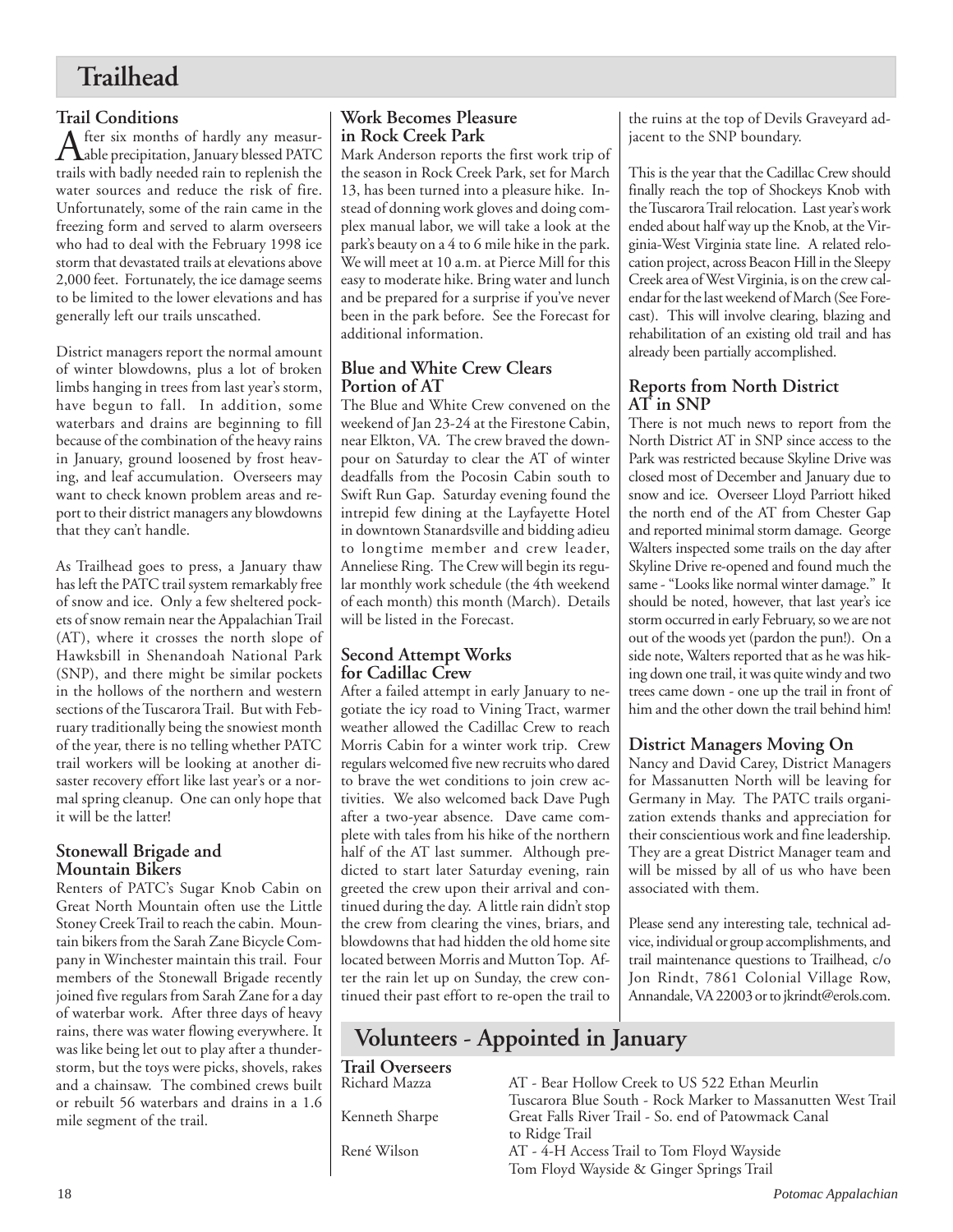# Trailhead

## Trail Conditions

After six months of hardly any measurable precipitation, January blessed PATC trails with badly needed rain to replenish the water sources and reduce the risk of fire. Unfortunately, some of the rain came in the freezing form and served to alarm overseers who had to deal with the February 1998 ice storm that devastated trails at elevations above 2,000 feet. Fortunately, the ice damage seems to be limited to the lower elevations and has generally left our trails unscathed.

District managers report the normal amount of winter blowdowns, plus a lot of broken limbs hanging in trees from last year's storm, have begun to fall. In addition, some waterbars and drains are beginning to fill because of the combination of the heavy rains in January, ground loosened by frost heaving, and leaf accumulation. Overseers may want to check known problem areas and report to their district managers any blowdowns that they can't handle.

As Trailhead goes to press, a January thaw has left the PATC trail system remarkably free of snow and ice. Only a few sheltered pockets of snow remain near the Appalachian Trail (AT), where it crosses the north slope of Hawksbill in Shenandoah National Park (SNP), and there might be similar pockets in the hollows of the northern and western sections of the Tuscarora Trail. But with February traditionally being the snowiest month of the year, there is no telling whether PATC trail workers will be looking at another disaster recovery effort like last year's or a normal spring cleanup. One can only hope that it will be the latter!

## Stonewall Brigade and Mountain Bikers

Renters of PATC's Sugar Knob Cabin on Great North Mountain often use the Little Stoney Creek Trail to reach the cabin. Mountain bikers from the Sarah Zane Bicycle Company in Winchester maintain this trail. Four members of the Stonewall Brigade recently joined five regulars from Sarah Zane for a day of waterbar work. After three days of heavy rains, there was water flowing everywhere. It was like being let out to play after a thunderstorm, but the toys were picks, shovels, rakes and a chainsaw. The combined crews built or rebuilt 56 waterbars and drains in a 1.6 mile segment of the trail.

## Work Becomes Pleasure in Rock Creek Park

Mark Anderson reports the first work trip of the season in Rock Creek Park, set for March 13, has been turned into a pleasure hike. Instead of donning work gloves and doing complex manual labor, we will take a look at the park's beauty on a 4 to 6 mile hike in the park. We will meet at 10 a.m. at Pierce Mill for this easy to moderate hike. Bring water and lunch and be prepared for a surprise if you've never been in the park before. See the Forecast for additional information.

## Blue and White Crew Clears Portion of AT

The Blue and White Crew convened on the weekend of Jan 23-24 at the Firestone Cabin, near Elkton, VA. The crew braved the downpour on Saturday to clear the AT of winter deadfalls from the Pocosin Cabin south to Swift Run Gap. Saturday evening found the intrepid few dining at the Layfayette Hotel in downtown Stanardsville and bidding adieu to longtime member and crew leader, Anneliese Ring. The Crew will begin its regular monthly work schedule (the 4th weekend of each month) this month (March). Details will be listed in the Forecast.

## Second Attempt Works for Cadillac Crew

After a failed attempt in early January to negotiate the icy road to Vining Tract, warmer weather allowed the Cadillac Crew to reach Morris Cabin for a winter work trip. Crew regulars welcomed five new recruits who dared to brave the wet conditions to join crew activities. We also welcomed back Dave Pugh after a two-year absence. Dave came complete with tales from his hike of the northern half of the AT last summer. Although predicted to start later Saturday evening, rain greeted the crew upon their arrival and continued during the day. A little rain didn't stop the crew from clearing the vines, briars, and blowdowns that had hidden the old home site located between Morris and Mutton Top. After the rain let up on Sunday, the crew continued their past effort to re-open the trail to the ruins at the top of Devils Graveyard adjacent to the SNP boundary.

This is the year that the Cadillac Crew should finally reach the top of Shockeys Knob with the Tuscarora Trail relocation. Last year's work ended about half way up the Knob, at the Virginia-West Virginia state line. A related relocation project, across Beacon Hill in the Sleepy Creek area of West Virginia, is on the crew calendar for the last weekend of March (See Forecast). This will involve clearing, blazing and rehabilitation of an existing old trail and has already been partially accomplished.

## Reports from North District AT in SNP

There is not much news to report from the North District AT in SNP since access to the Park was restricted because Skyline Drive was closed most of December and January due to snow and ice. Overseer Lloyd Parriott hiked the north end of the AT from Chester Gap and reported minimal storm damage. George Walters inspected some trails on the day after Skyline Drive re-opened and found much the same - "Looks like normal winter damage." It should be noted, however, that last year's ice storm occurred in early February, so we are not out of the woods yet (pardon the pun!). On a side note, Walters reported that as he was hiking down one trail, it was quite windy and two trees came down - one up the trail in front of him and the other down the trail behind him!

## District Managers Moving On

Nancy and David Carey, District Managers for Massanutten North will be leaving for Germany in May. The PATC trails organization extends thanks and appreciation for their conscientious work and fine leadership. They are a great District Manager team and will be missed by all of us who have been associated with them.

Please send any interesting tale, technical advice, individual or group accomplishments, and trail maintenance questions to Trailhead, c/o Jon Rindt, 7861 Colonial Village Row, Annandale, VA 22003 or to jkrindt@erols.com.

# Volunteers - Appointed in January

## Trail Overseers

| | |
|---|---|
| Richard Mazza | AT - Bear Hollow Creek to US 522 Ethan Meurlin |
| | Tuscarora Blue South - Rock Marker to Massanutten West Trail |
| Kenneth Sharpe | Great Falls River Trail - So. end of Patowmack Canal to Ridge Trail |
| René Wilson | AT - 4-H Access Trail to Tom Floyd Wayside |
| | Tom Floyd Wayside & Ginger Springs Trail |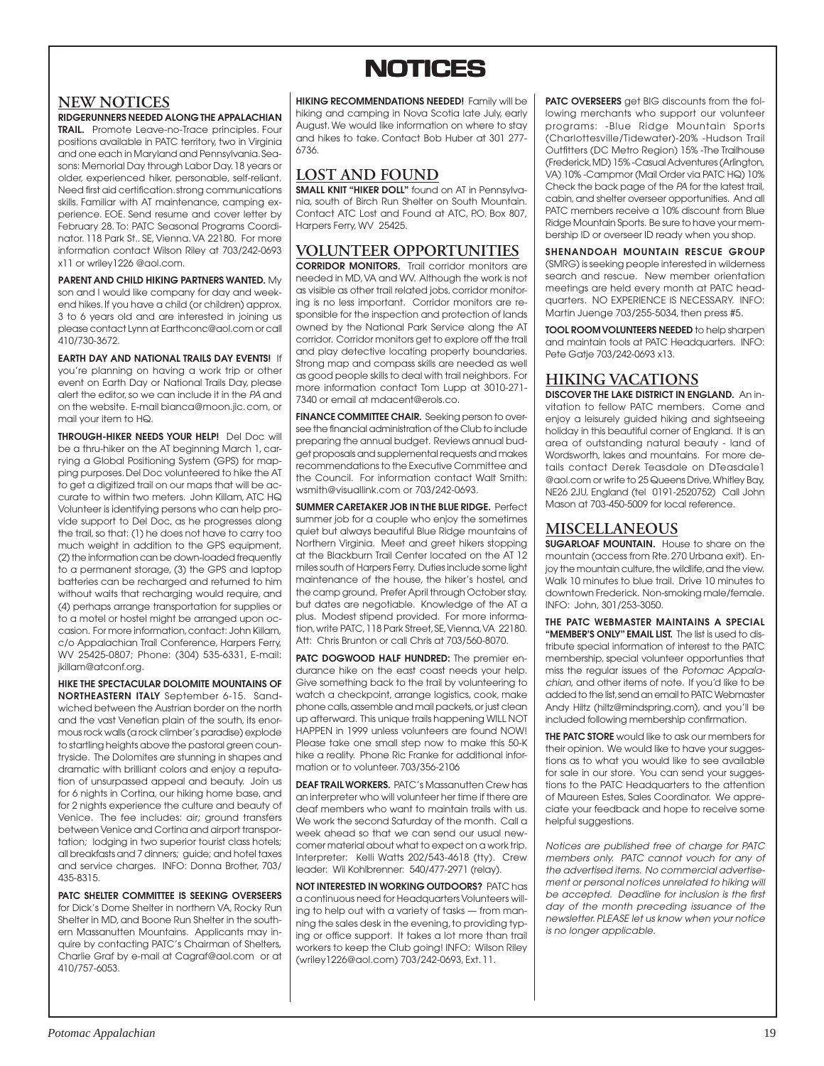# NOTICES

## NEW NOTICES

**RIDGERUNNERS NEEDED ALONG THE APPALACHIAN TRAIL.** Promote Leave-no-Trace principles. Four positions available in PATC territory, two in Virginia and one each in Maryland and Pennsylvania. Seasons: Memorial Day through Labor Day. 18 years or older, experienced hiker, personable, self-reliant. Need first aid certification.strong communications skills. Familiar with AT maintenance, camping experience. EOE. Send resume and cover letter by February 28. To: PATC Seasonal Programs Coordinator. 118 Park St.. SE, Vienna. VA 22180. For more information contact Wilson Riley at 703/242-0693 x11 or wriley1226 @aol.com.

**PARENT AND CHILD HIKING PARTNERS WANTED.** My son and I would like company for day and weekend hikes. If you have a child (or children) approx. 3 to 6 years old and are interested in joining us please contact Lynn at Earthconc@aol.com or call 410/730-3672.

**EARTH DAY AND NATIONAL TRAILS DAY EVENTS!** If you're planning on having a work trip or other event on Earth Day or National Trails Day, please alert the editor, so we can include it in the *PA* and on the website. E-mail bianca@moon.jic.com, or mail your item to HQ.

**THROUGH-HIKER NEEDS YOUR HELP!** Del Doc will be a thru-hiker on the AT beginning March 1, carrying a Global Positioning System (GPS) for mapping purposes. Del Doc volunteered to hike the AT to get a digitized trail on our maps that will be accurate to within two meters. John Killam, ATC HQ Volunteer is identifying persons who can help provide support to Del Doc, as he progresses along the trail, so that: (1) he does not have to carry too much weight in addition to the GPS equipment, (2) the information can be down-loaded frequently to a permanent storage, (3) the GPS and laptop batteries can be recharged and returned to him without waits that recharging would require, and (4) perhaps arrange transportation for supplies or to a motel or hostel might be arranged upon occasion. For more information, contact: John Killam, c/o Appalachian Trail Conference, Harpers Ferry, WV 25425-0807; Phone: (304) 535-6331, E-mail: jkillam@atconf.org.

**HIKE THE SPECTACULAR DOLOMITE MOUNTAINS OF NORTHEASTERN ITALY** September 6-15. Sandwiched between the Austrian border on the north and the vast Venetian plain of the south, its enormous rock walls (a rock climber's paradise) explode to startling heights above the pastoral green countryside. The Dolomites are stunning in shapes and dramatic with brilliant colors and enjoy a reputation of unsurpassed appeal and beauty. Join us for 6 nights in Cortina, our hiking home base, and for 2 nights experience the culture and beauty of Venice. The fee includes: air; ground transfers between Venice and Cortina and airport transportation; lodging in two superior tourist class hotels; all breakfasts and 7 dinners; guide; and hotel taxes and service charges. INFO: Donna Brother, 703/435-8315.

**PATC SHELTER COMMITTEE IS SEEKING OVERSEERS** for Dick's Dome Shelter in northern VA, Rocky Run Shelter in MD, and Boone Run Shelter in the southern Massanutten Mountains. Applicants may inquire by contacting PATC's Chairman of Shelters, Charlie Graf by e-mail at Cagraf@aol.com or at 410/757-6053.

**HIKING RECOMMENDATIONS NEEDED!** Family will be hiking and camping in Nova Scotia late July, early August. We would like information on where to stay and hikes to take. Contact Bob Huber at 301 277-6736.

## LOST AND FOUND

**SMALL KNIT "HIKER DOLL"** found on AT in Pennsylvania, south of Birch Run Shelter on South Mountain. Contact ATC Lost and Found at ATC, P.O. Box 807, Harpers Ferry, WV 25425.

## VOLUNTEER OPPORTUNITIES

**CORRIDOR MONITORS.** Trail corridor monitors are needed in MD, VA and WV. Although the work is not as visible as other trail related jobs, corridor monitoring is no less important. Corridor monitors are responsible for the inspection and protection of lands owned by the National Park Service along the AT corridor. Corridor monitors get to explore off the trail and play detective locating property boundaries. Strong map and compass skills are needed as well as good people skills to deal with trail neighbors. For more information contact Tom Lupp at 3010-271-7340 or email at mdacent@erols.co.

**FINANCE COMMITTEE CHAIR.** Seeking person to oversee the financial administration of the Club to include preparing the annual budget. Reviews annual budget proposals and supplemental requests and makes recommendations to the Executive Committee and the Council. For information contact Walt Smith: wsmith@visuallink.com or 703/242-0693.

**SUMMER CARETAKER JOB IN THE BLUE RIDGE.** Perfect summer job for a couple who enjoy the sometimes quiet but always beautiful Blue Ridge mountains of Northern Virginia. Meet and greet hikers stopping at the Blackburn Trail Center located on the AT 12 miles south of Harpers Ferry. Duties include some light maintenance of the house, the hiker's hostel, and the camp ground. Prefer April through October stay, but dates are negotiable. Knowledge of the AT a plus. Modest stipend provided. For more information, write PATC, 118 Park Street, SE, Vienna, VA 22180. Att: Chris Brunton or call Chris at 703/560-8070.

**PATC DOGWOOD HALF HUNDRED:** The premier endurance hike on the east coast needs your help. Give something back to the trail by volunteering to watch a checkpoint, arrange logistics, cook, make phone calls, assemble and mail packets, or just clean up afterward. This unique trails happening WILL NOT HAPPEN in 1999 unless volunteers are found NOW! Please take one small step now to make this 50-K hike a reality. Phone Ric Franke for additional information or to volunteer. 703/356-2106

**DEAF TRAIL WORKERS.** PATC's Massanutten Crew has an interpreter who will volunteer her time if there are deaf members who want to maintain trails with us. We work the second Saturday of the month. Call a week ahead so that we can send our usual newcomer material about what to expect on a work trip. Interpreter: Kelli Watts 202/543-4618 (tty). Crew leader: Wil Kohlbrenner: 540/477-2971 (relay).

**NOT INTERESTED IN WORKING OUTDOORS?** PATC has a continuous need for Headquarters Volunteers willing to help out with a variety of tasks — from manning the sales desk in the evening, to providing typing or office support. It takes a lot more than trail workers to keep the Club going! INFO: Wilson Riley (wriley1226@aol.com) 703/242-0693, Ext. 11.

**PATC OVERSEERS** get BIG discounts from the following merchants who support our volunteer programs: -Blue Ridge Mountain Sports (Charlottesville/Tidewater)-20% -Hudson Trail Outfitters (DC Metro Region) 15% -The Trailhouse (Frederick, MD) 15% -Casual Adventures (Arlington, VA) 10% -Campmor (Mail Order via PATC HQ) 10% Check the back page of the *PA* for the latest trail, cabin, and shelter overseer opportunities. And all PATC members receive a 10% discount from Blue Ridge Mountain Sports. Be sure to have your membership ID or overseer ID ready when you shop.

**SHENANDOAH MOUNTAIN RESCUE GROUP** (SMRG) is seeking people interested in wilderness search and rescue. New member orientation meetings are held every month at PATC headquarters. NO EXPERIENCE IS NECESSARY. INFO: Martin Juenge 703/255-5034, then press #5.

**TOOL ROOM VOLUNTEERS NEEDED** to help sharpen and maintain tools at PATC Headquarters. INFO: Pete Gatje 703/242-0693 x13.

## HIKING VACATIONS

**DISCOVER THE LAKE DISTRICT IN ENGLAND.** An invitation to fellow PATC members. Come and enjoy a leisurely guided hiking and sightseeing holiday in this beautiful corner of England. It is an area of outstanding natural beauty - land of Wordsworth, lakes and mountains. For more details contact Derek Teasdale on DTeasdale1 @aol.com or write to 25 Queens Drive, Whitley Bay, NE26 2JU, England (tel 0191-2520752) Call John Mason at 703-450-5009 for local reference.

## MISCELLANEOUS

**SUGARLOAF MOUNTAIN.** House to share on the mountain (access from Rte. 270 Urbana exit). Enjoy the mountain culture, the wildlife, and the view. Walk 10 minutes to blue trail. Drive 10 minutes to downtown Frederick. Non-smoking male/female. INFO: John, 301/253-3050.

**THE PATC WEBMASTER MAINTAINS A SPECIAL "MEMBER'S ONLY" EMAIL LIST.** The list is used to distribute special information of interest to the PATC membership, special volunteer opportunties that miss the regular issues of the *Potomac Appalachian,* and other items of note. If you'd like to be added to the list, send an email to PATC Webmaster Andy Hiltz (hiltz@mindspring.com), and you'll be included following membership confirmation.

**THE PATC STORE** would like to ask our members for their opinion. We would like to have your suggestions as to what you would like to see available for sale in our store. You can send your suggestions to the PATC Headquarters to the attention of Maureen Estes, Sales Coordinator. We appreciate your feedback and hope to receive some helpful suggestions.

*Notices are published free of charge for PATC members only. PATC cannot vouch for any of the advertised items. No commercial advertisement or personal notices unrelated to hiking will be accepted. Deadline for inclusion is the first day of the month preceding issuance of the newsletter. PLEASE let us know when your notice is no longer applicable.*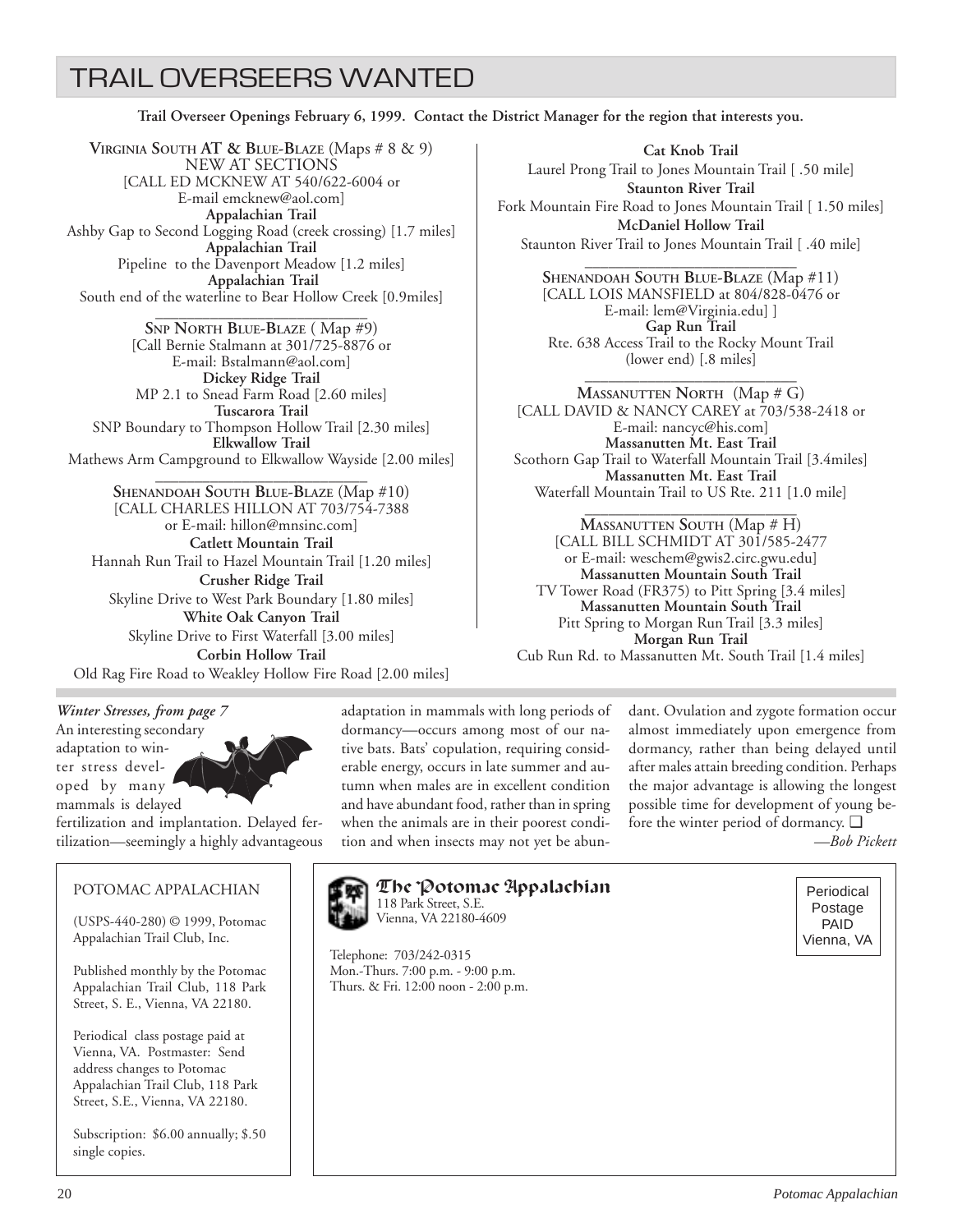# TRAIL OVERSEERS WANTED

**Trail Overseer Openings February 6, 1999. Contact the District Manager for the region that interests you.**

**VIRGINIA SOUTH AT & BLUE-BLAZE** (Maps # 8 & 9)
NEW AT SECTIONS
[CALL ED MCKNEW AT 540/622-6004 or E-mail emcknew@aol.com]

**Appalachian Trail**
Ashby Gap to Second Logging Road (creek crossing) [1.7 miles]

**Appalachian Trail**
Pipeline to the Davenport Meadow [1.2 miles]

**Appalachian Trail**
South end of the waterline to Bear Hollow Creek [0.9miles]

---

**SNP NORTH BLUE-BLAZE** ( Map #9)
[Call Bernie Stalmann at 301/725-8876 or E-mail: Bstalmann@aol.com]

**Dickey Ridge Trail**
MP 2.1 to Snead Farm Road [2.60 miles]

**Tuscarora Trail**
SNP Boundary to Thompson Hollow Trail [2.30 miles]

**Elkwallow Trail**
Mathews Arm Campground to Elkwallow Wayside [2.00 miles]

---

**SHENANDOAH SOUTH BLUE-BLAZE** (Map #10)
[CALL CHARLES HILLON AT 703/754-7388 or E-mail: hillon@mnsinc.com]

**Catlett Mountain Trail**
Hannah Run Trail to Hazel Mountain Trail [1.20 miles]

**Crusher Ridge Trail**
Skyline Drive to West Park Boundary [1.80 miles]

**White Oak Canyon Trail**
Skyline Drive to First Waterfall [3.00 miles]

**Corbin Hollow Trail**
Old Rag Fire Road to Weakley Hollow Fire Road [2.00 miles]

**Cat Knob Trail**
Laurel Prong Trail to Jones Mountain Trail [ .50 mile]

**Staunton River Trail**
Fork Mountain Fire Road to Jones Mountain Trail [ 1.50 miles]

**McDaniel Hollow Trail**
Staunton River Trail to Jones Mountain Trail [ .40 mile]

---

**SHENANDOAH SOUTH BLUE-BLAZE** (Map #11)
[CALL LOIS MANSFIELD at 804/828-0476 or E-mail: lem@Virginia.edu] ]

**Gap Run Trail**
Rte. 638 Access Trail to the Rocky Mount Trail (lower end) [.8 miles]

---

**MASSANUTTEN NORTH** (Map # G)
[CALL DAVID & NANCY CAREY at 703/538-2418 or E-mail: nancyc@his.com]

**Massanutten Mt. East Trail**
Scothorn Gap Trail to Waterfall Mountain Trail [3.4miles]

**Massanutten Mt. East Trail**
Waterfall Mountain Trail to US Rte. 211 [1.0 mile]

---

**MASSANUTTEN SOUTH** (Map # H)
[CALL BILL SCHMIDT AT 301/585-2477 or E-mail: weschem@gwis2.circ.gwu.edu]

**Massanutten Mountain South Trail**
TV Tower Road (FR375) to Pitt Spring [3.4 miles]

**Massanutten Mountain South Trail**
Pitt Spring to Morgan Run Trail [3.3 miles]

**Morgan Run Trail**
Cub Run Rd. to Massanutten Mt. South Trail [1.4 miles]

---

***Winter Stresses, from page 7***

An interesting secondary adaptation to winter stress developed by many mammals is delayed fertilization and implantation. Delayed fertilization—seemingly a highly advantageous adaptation in mammals with long periods of dormancy—occurs among most of our native bats. Bats' copulation, requiring considerable energy, occurs in late summer and autumn when males are in excellent condition and have abundant food, rather than in spring when the animals are in their poorest condition and when insects may not yet be abundant. Ovulation and zygote formation occur almost immediately upon emergence from dormancy, rather than being delayed until after males attain breeding condition. Perhaps the major advantage is allowing the longest possible time for development of young before the winter period of dormancy. ❑

*—Bob Pickett*

---

POTOMAC APPALACHIAN

(USPS-440-280) © 1999, Potomac Appalachian Trail Club, Inc.

Published monthly by the Potomac Appalachian Trail Club, 118 Park Street, S. E., Vienna, VA 22180.

Periodical class postage paid at Vienna, VA. Postmaster: Send address changes to Potomac Appalachian Trail Club, 118 Park Street, S.E., Vienna, VA 22180.

Subscription: $6.00 annually; $.50 single copies.

---

**The Potomac Appalachian**
118 Park Street, S.E.
Vienna, VA 22180-4609

Telephone: 703/242-0315
Mon.-Thurs. 7:00 p.m. - 9:00 p.m.
Thurs. & Fri. 12:00 noon - 2:00 p.m.

Periodical
Postage
PAID
Vienna, VA